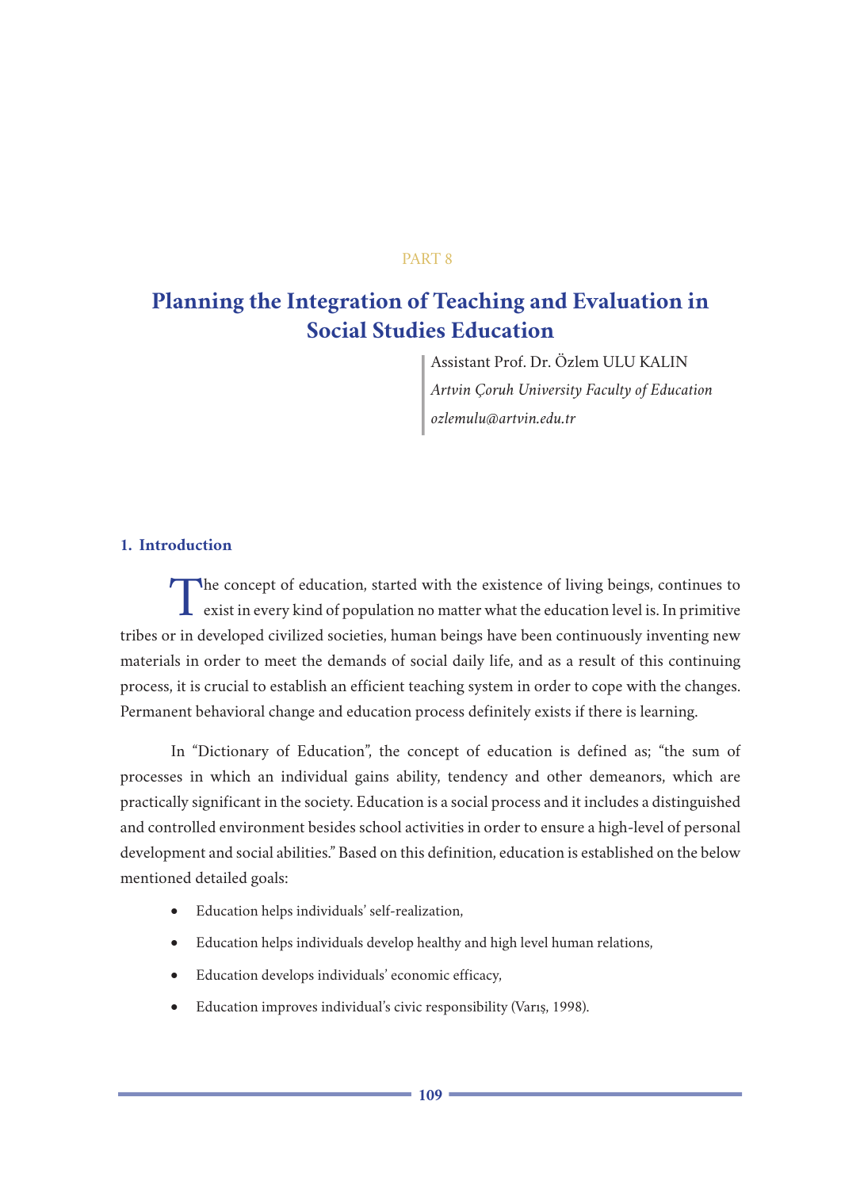PART 8

# Planning the Integration of Teaching and Evaluation in Social Studies Education

Assistant Prof. Dr. Özlem ULU KALIN

*Artvin Çoruh University Faculty of Education*

*ozlemulu@artvin.edu.tr*

## 1. Introduction

The concept of education, started with the existence of living beings, continues to exist in every kind of population no matter what the education level is. In primitive tribes or in developed civilized societies, human beings have been continuously inventing new materials in order to meet the demands of social daily life, and as a result of this continuing process, it is crucial to establish an efficient teaching system in order to cope with the changes. Permanent behavioral change and education process definitely exists if there is learning.

In "Dictionary of Education", the concept of education is defined as; "the sum of processes in which an individual gains ability, tendency and other demeanors, which are practically significant in the society. Education is a social process and it includes a distinguished and controlled environment besides school activities in order to ensure a high-level of personal development and social abilities." Based on this definition, education is established on the below mentioned detailed goals:

- Education helps individuals' self-realization,
- Education helps individuals develop healthy and high level human relations,
- Education develops individuals' economic efficacy,
- Education improves individual's civic responsibility (Varış, 1998).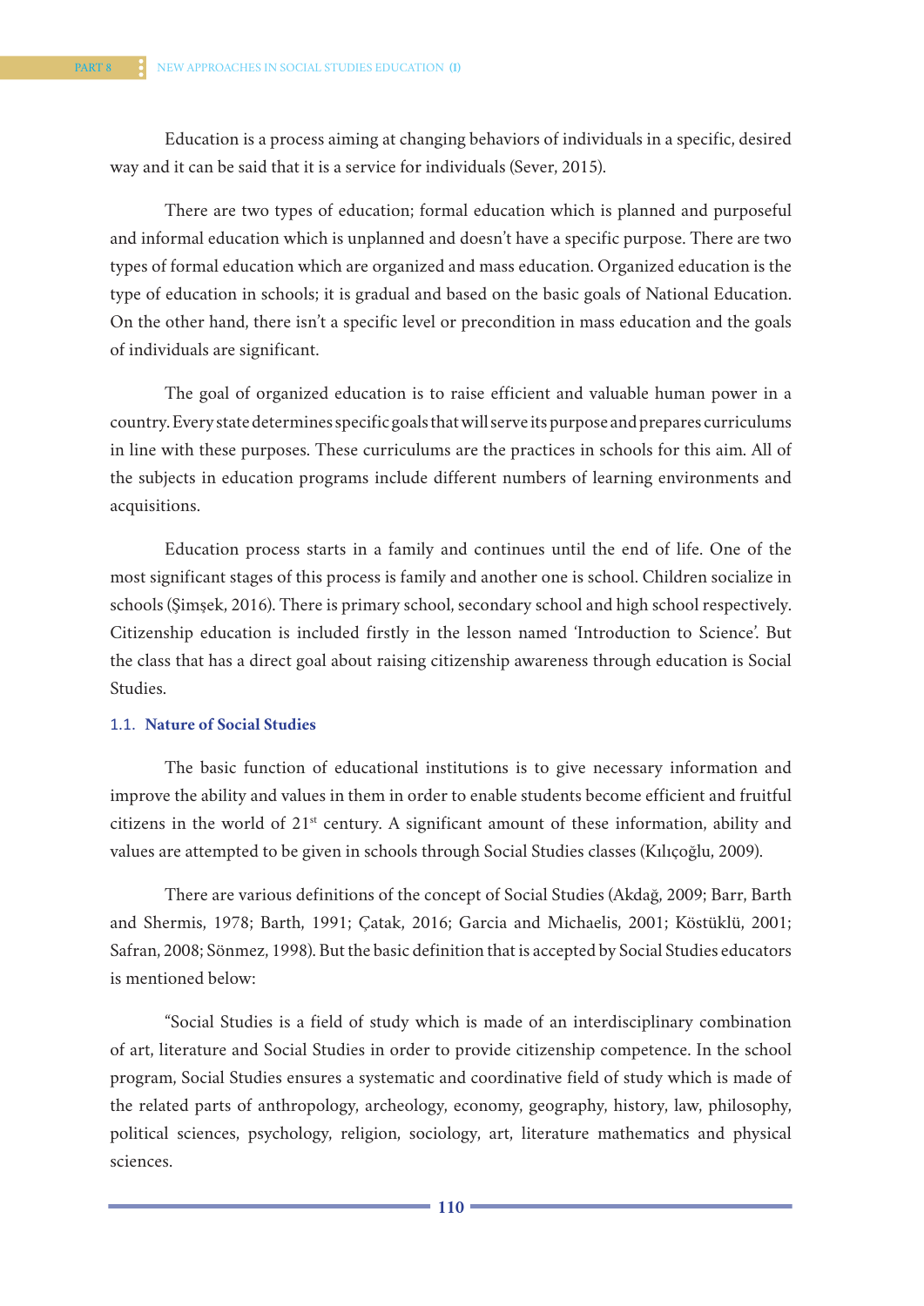Education is a process aiming at changing behaviors of individuals in a specific, desired way and it can be said that it is a service for individuals (Sever, 2015).

There are two types of education; formal education which is planned and purposeful and informal education which is unplanned and doesn't have a specific purpose. There are two types of formal education which are organized and mass education. Organized education is the type of education in schools; it is gradual and based on the basic goals of National Education. On the other hand, there isn't a specific level or precondition in mass education and the goals of individuals are significant.

The goal of organized education is to raise efficient and valuable human power in a country. Every state determines specific goals that will serve its purpose and prepares curriculums in line with these purposes. These curriculums are the practices in schools for this aim. All of the subjects in education programs include different numbers of learning environments and acquisitions.

Education process starts in a family and continues until the end of life. One of the most significant stages of this process is family and another one is school. Children socialize in schools (Şimşek, 2016). There is primary school, secondary school and high school respectively. Citizenship education is included firstly in the lesson named 'Introduction to Science'. But the class that has a direct goal about raising citizenship awareness through education is Social Studies.

### 1.1. Nature of Social Studies

The basic function of educational institutions is to give necessary information and improve the ability and values in them in order to enable students become efficient and fruitful citizens in the world of 21st century. A significant amount of these information, ability and values are attempted to be given in schools through Social Studies classes (Kılıçoğlu, 2009).

There are various definitions of the concept of Social Studies (Akdağ, 2009; Barr, Barth and Shermis, 1978; Barth, 1991; Çatak, 2016; Garcia and Michaelis, 2001; Köstüklü, 2001; Safran, 2008; Sönmez, 1998). But the basic definition that is accepted by Social Studies educators is mentioned below:

"Social Studies is a field of study which is made of an interdisciplinary combination of art, literature and Social Studies in order to provide citizenship competence. In the school program, Social Studies ensures a systematic and coordinative field of study which is made of the related parts of anthropology, archeology, economy, geography, history, law, philosophy, political sciences, psychology, religion, sociology, art, literature mathematics and physical sciences.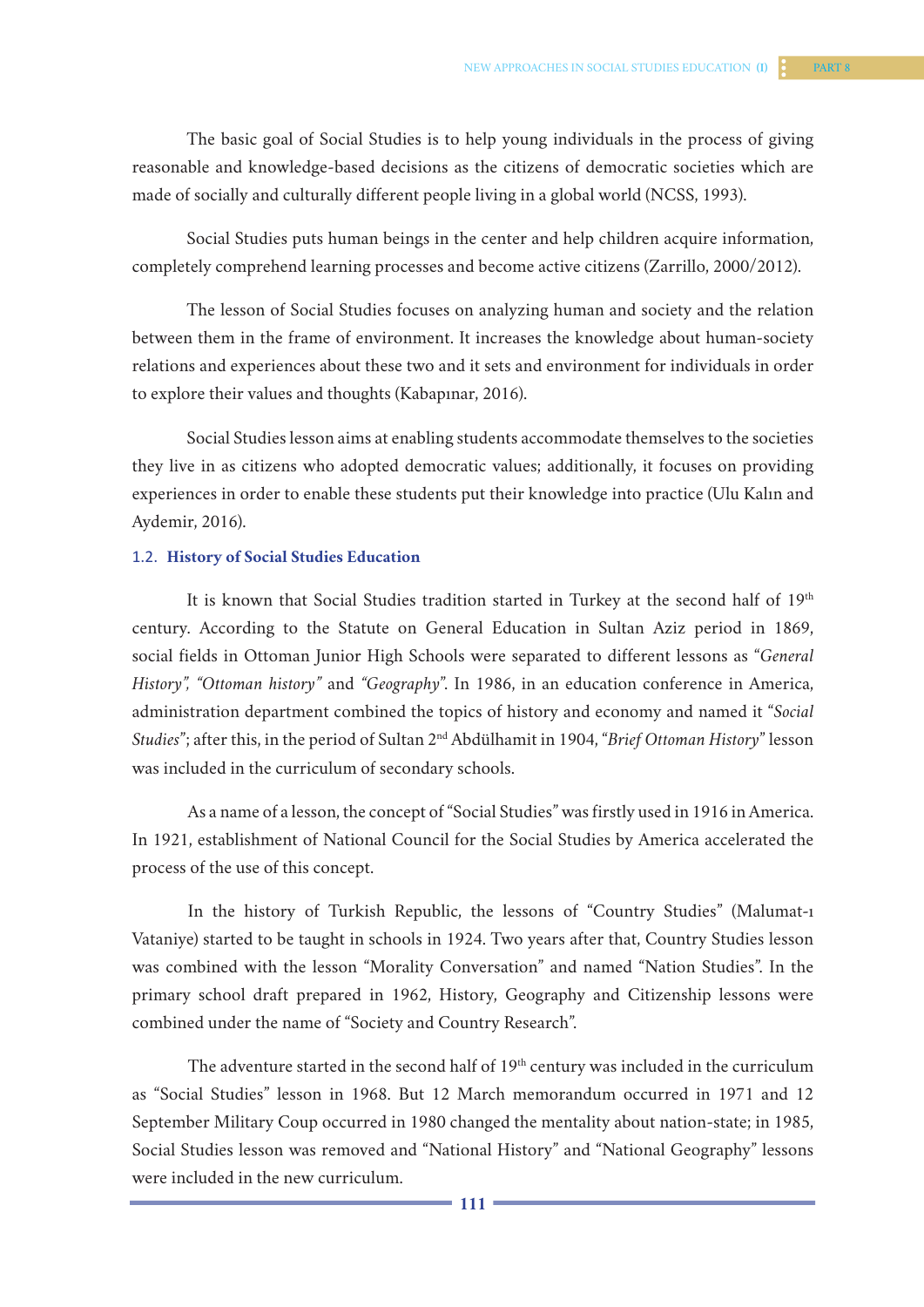The basic goal of Social Studies is to help young individuals in the process of giving reasonable and knowledge-based decisions as the citizens of democratic societies which are made of socially and culturally different people living in a global world (NCSS, 1993).

Social Studies puts human beings in the center and help children acquire information, completely comprehend learning processes and become active citizens (Zarrillo, 2000/2012).

The lesson of Social Studies focuses on analyzing human and society and the relation between them in the frame of environment. It increases the knowledge about human-society relations and experiences about these two and it sets and environment for individuals in order to explore their values and thoughts (Kabapınar, 2016).

Social Studies lesson aims at enabling students accommodate themselves to the societies they live in as citizens who adopted democratic values; additionally, it focuses on providing experiences in order to enable these students put their knowledge into practice (Ulu Kalın and Aydemir, 2016).

## 1.2. History of Social Studies Education

It is known that Social Studies tradition started in Turkey at the second half of 19th century. According to the Statute on General Education in Sultan Aziz period in 1869, social fields in Ottoman Junior High Schools were separated to different lessons as *"General History", "Ottoman history"* and *"Geography"*. In 1986, in an education conference in America, administration department combined the topics of history and economy and named it *"Social Studies"*; after this, in the period of Sultan 2nd Abdülhamit in 1904, *"Brief Ottoman History"* lesson was included in the curriculum of secondary schools.

As a name of a lesson, the concept of "Social Studies" was firstly used in 1916 in America. In 1921, establishment of National Council for the Social Studies by America accelerated the process of the use of this concept.

In the history of Turkish Republic, the lessons of "Country Studies" (Malumat-ı Vataniye) started to be taught in schools in 1924. Two years after that, Country Studies lesson was combined with the lesson "Morality Conversation" and named "Nation Studies". In the primary school draft prepared in 1962, History, Geography and Citizenship lessons were combined under the name of "Society and Country Research".

The adventure started in the second half of 19th century was included in the curriculum as "Social Studies" lesson in 1968. But 12 March memorandum occurred in 1971 and 12 September Military Coup occurred in 1980 changed the mentality about nation-state; in 1985, Social Studies lesson was removed and "National History" and "National Geography" lessons were included in the new curriculum.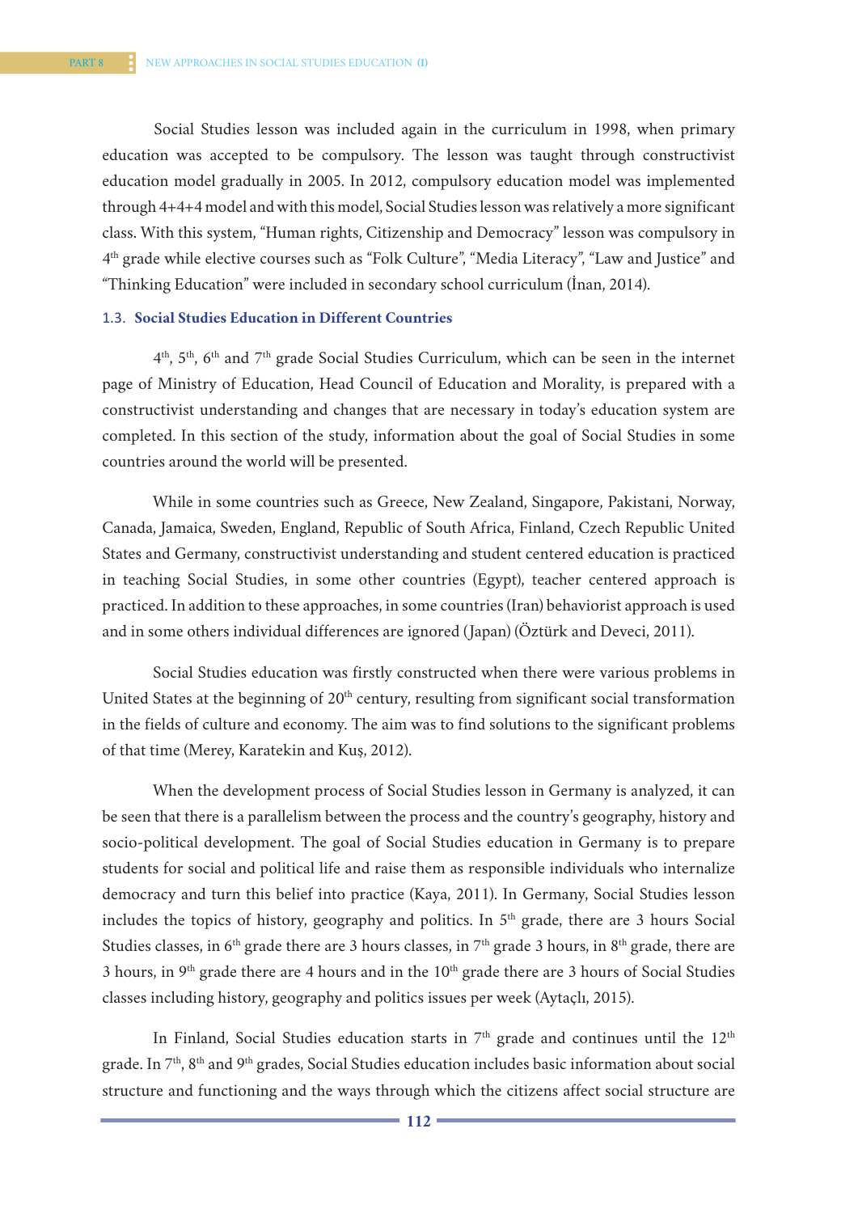Social Studies lesson was included again in the curriculum in 1998, when primary education was accepted to be compulsory. The lesson was taught through constructivist education model gradually in 2005. In 2012, compulsory education model was implemented through 4+4+4 model and with this model, Social Studies lesson was relatively a more significant class. With this system, “Human rights, Citizenship and Democracy” lesson was compulsory in 4th grade while elective courses such as “Folk Culture”, “Media Literacy”, “Law and Justice” and “Thinking Education” were included in secondary school curriculum (İnan, 2014).

### 1.3. Social Studies Education in Different Countries

4th, 5th, 6th and 7th grade Social Studies Curriculum, which can be seen in the internet page of Ministry of Education, Head Council of Education and Morality, is prepared with a constructivist understanding and changes that are necessary in today’s education system are completed. In this section of the study, information about the goal of Social Studies in some countries around the world will be presented.

While in some countries such as Greece, New Zealand, Singapore, Pakistani, Norway, Canada, Jamaica, Sweden, England, Republic of South Africa, Finland, Czech Republic United States and Germany, constructivist understanding and student centered education is practiced in teaching Social Studies, in some other countries (Egypt), teacher centered approach is practiced. In addition to these approaches, in some countries (Iran) behaviorist approach is used and in some others individual differences are ignored (Japan) (Öztürk and Deveci, 2011).

Social Studies education was firstly constructed when there were various problems in United States at the beginning of 20th century, resulting from significant social transformation in the fields of culture and economy. The aim was to find solutions to the significant problems of that time (Merey, Karatekin and Kuş, 2012).

When the development process of Social Studies lesson in Germany is analyzed, it can be seen that there is a parallelism between the process and the country’s geography, history and socio-political development. The goal of Social Studies education in Germany is to prepare students for social and political life and raise them as responsible individuals who internalize democracy and turn this belief into practice (Kaya, 2011). In Germany, Social Studies lesson includes the topics of history, geography and politics. In 5th grade, there are 3 hours Social Studies classes, in 6th grade there are 3 hours classes, in 7th grade 3 hours, in 8th grade, there are 3 hours, in 9th grade there are 4 hours and in the 10th grade there are 3 hours of Social Studies classes including history, geography and politics issues per week (Aytaçlı, 2015).

In Finland, Social Studies education starts in 7th grade and continues until the 12th grade. In 7th, 8th and 9th grades, Social Studies education includes basic information about social structure and functioning and the ways through which the citizens affect social structure are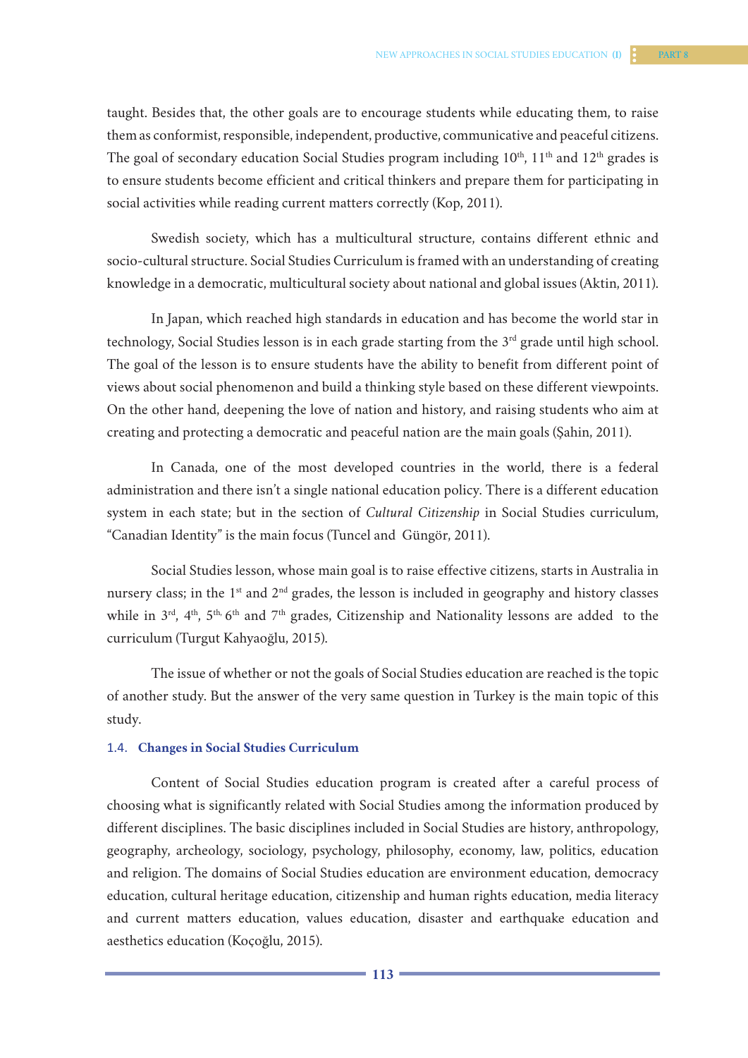taught. Besides that, the other goals are to encourage students while educating them, to raise them as conformist, responsible, independent, productive, communicative and peaceful citizens. The goal of secondary education Social Studies program including 10th, 11th and 12th grades is to ensure students become efficient and critical thinkers and prepare them for participating in social activities while reading current matters correctly (Kop, 2011).

Swedish society, which has a multicultural structure, contains different ethnic and socio-cultural structure. Social Studies Curriculum is framed with an understanding of creating knowledge in a democratic, multicultural society about national and global issues (Aktin, 2011).

In Japan, which reached high standards in education and has become the world star in technology, Social Studies lesson is in each grade starting from the 3rd grade until high school. The goal of the lesson is to ensure students have the ability to benefit from different point of views about social phenomenon and build a thinking style based on these different viewpoints. On the other hand, deepening the love of nation and history, and raising students who aim at creating and protecting a democratic and peaceful nation are the main goals (Şahin, 2011).

In Canada, one of the most developed countries in the world, there is a federal administration and there isn't a single national education policy. There is a different education system in each state; but in the section of *Cultural Citizenship* in Social Studies curriculum, "Canadian Identity" is the main focus (Tuncel and Güngör, 2011).

Social Studies lesson, whose main goal is to raise effective citizens, starts in Australia in nursery class; in the 1st and 2nd grades, the lesson is included in geography and history classes while in 3rd, 4th, 5th, 6th and 7th grades, Citizenship and Nationality lessons are added to the curriculum (Turgut Kahyaoğlu, 2015).

The issue of whether or not the goals of Social Studies education are reached is the topic of another study. But the answer of the very same question in Turkey is the main topic of this study.

### 1.4. Changes in Social Studies Curriculum

Content of Social Studies education program is created after a careful process of choosing what is significantly related with Social Studies among the information produced by different disciplines. The basic disciplines included in Social Studies are history, anthropology, geography, archeology, sociology, psychology, philosophy, economy, law, politics, education and religion. The domains of Social Studies education are environment education, democracy education, cultural heritage education, citizenship and human rights education, media literacy and current matters education, values education, disaster and earthquake education and aesthetics education (Koçoğlu, 2015).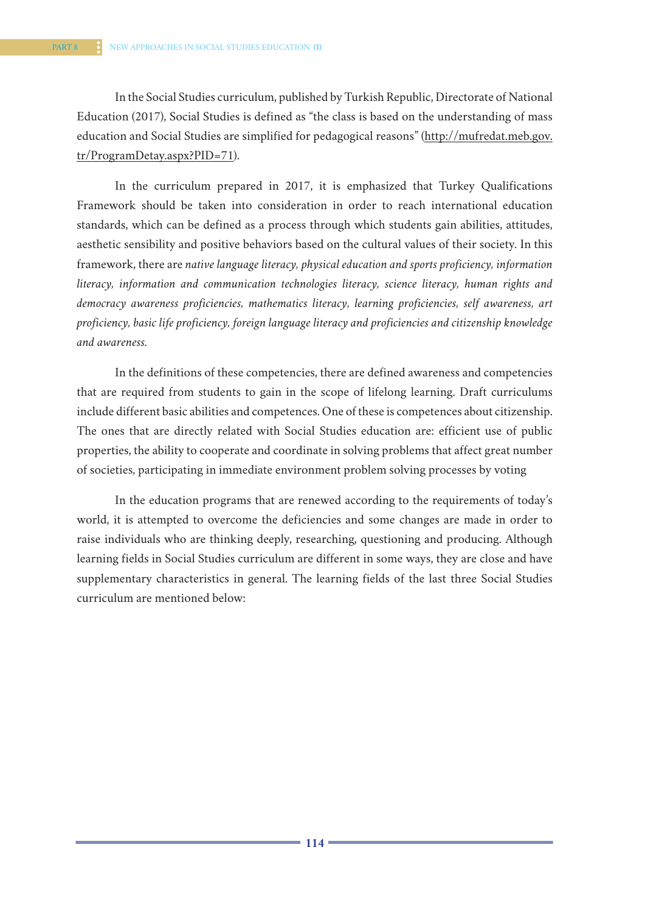In the Social Studies curriculum, published by Turkish Republic, Directorate of National Education (2017), Social Studies is defined as "the class is based on the understanding of mass education and Social Studies are simplified for pedagogical reasons" (http://mufredat.meb.gov.tr/ProgramDetay.aspx?PID=71).

In the curriculum prepared in 2017, it is emphasized that Turkey Qualifications Framework should be taken into consideration in order to reach international education standards, which can be defined as a process through which students gain abilities, attitudes, aesthetic sensibility and positive behaviors based on the cultural values of their society. In this framework, there are *native language literacy, physical education and sports proficiency, information literacy, information and communication technologies literacy, science literacy, human rights and democracy awareness proficiencies, mathematics literacy, learning proficiencies, self awareness, art proficiency, basic life proficiency, foreign language literacy and proficiencies and citizenship knowledge and awareness.*

In the definitions of these competencies, there are defined awareness and competencies that are required from students to gain in the scope of lifelong learning. Draft curriculums include different basic abilities and competences. One of these is competences about citizenship. The ones that are directly related with Social Studies education are: efficient use of public properties, the ability to cooperate and coordinate in solving problems that affect great number of societies, participating in immediate environment problem solving processes by voting

In the education programs that are renewed according to the requirements of today's world, it is attempted to overcome the deficiencies and some changes are made in order to raise individuals who are thinking deeply, researching, questioning and producing. Although learning fields in Social Studies curriculum are different in some ways, they are close and have supplementary characteristics in general. The learning fields of the last three Social Studies curriculum are mentioned below: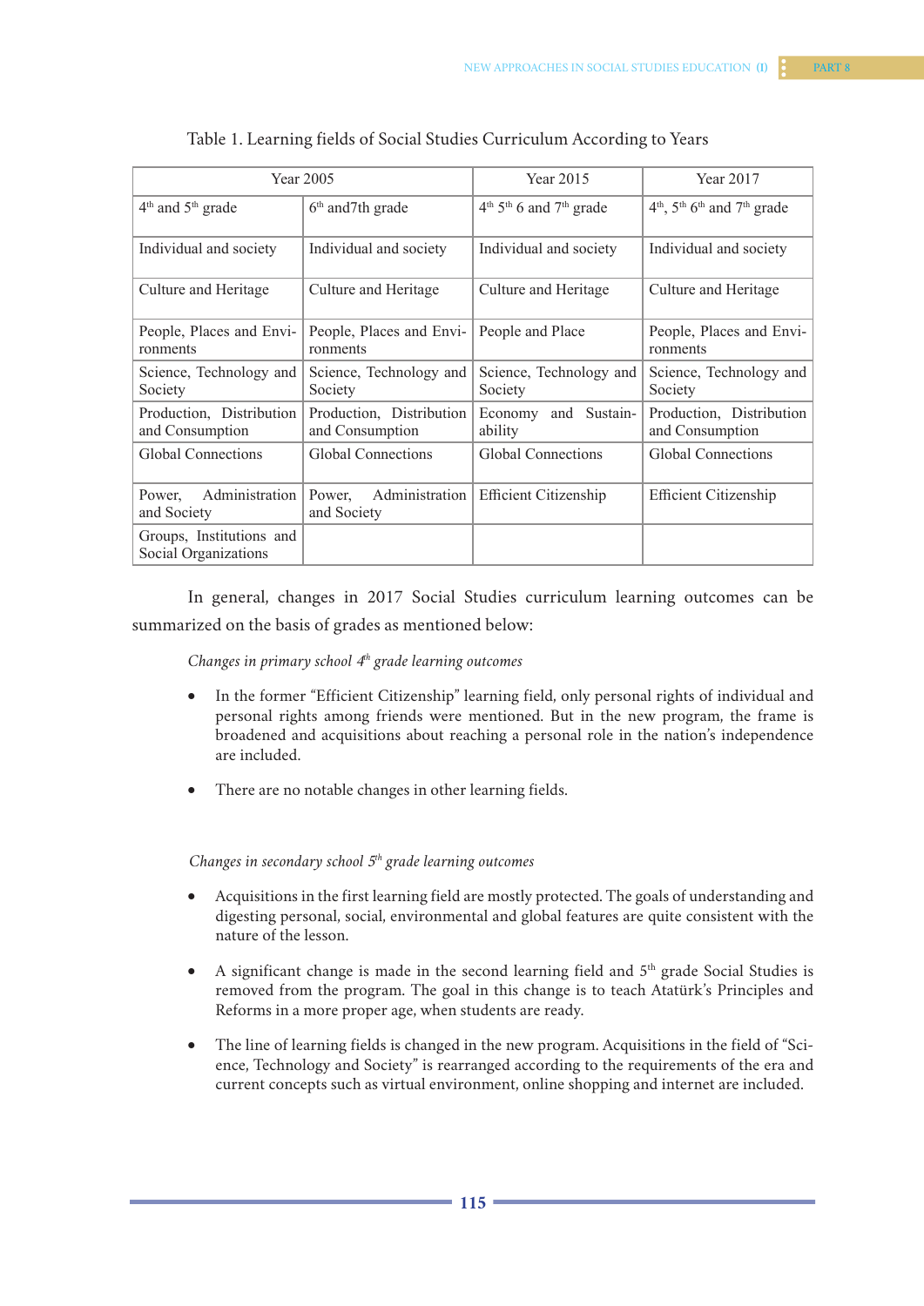Table 1. Learning fields of Social Studies Curriculum According to Years

| Year 2005 | | Year 2015 | Year 2017 |
|---|---|---|---|
| 4th and 5th grade | 6th and7th grade | 4th 5th 6 and 7th grade | 4th, 5th 6th and 7th grade |
| Individual and society | Individual and society | Individual and society | Individual and society |
| Culture and Heritage | Culture and Heritage | Culture and Heritage | Culture and Heritage |
| People, Places and Environments | People, Places and Environments | People and Place | People, Places and Environments |
| Science, Technology and Society | Science, Technology and Society | Science, Technology and Society | Science, Technology and Society |
| Production, Distribution and Consumption | Production, Distribution and Consumption | Economy and Sustainability | Production, Distribution and Consumption |
| Global Connections | Global Connections | Global Connections | Global Connections |
| Power, Administration and Society | Power, Administration and Society | Efficient Citizenship | Efficient Citizenship |
| Groups, Institutions and Social Organizations | | | |

In general, changes in 2017 Social Studies curriculum learning outcomes can be summarized on the basis of grades as mentioned below:

*Changes in primary school 4th grade learning outcomes*

- In the former "Efficient Citizenship" learning field, only personal rights of individual and personal rights among friends were mentioned. But in the new program, the frame is broadened and acquisitions about reaching a personal role in the nation's independence are included.
- There are no notable changes in other learning fields.

*Changes in secondary school 5th grade learning outcomes*

- Acquisitions in the first learning field are mostly protected. The goals of understanding and digesting personal, social, environmental and global features are quite consistent with the nature of the lesson.
- A significant change is made in the second learning field and 5th grade Social Studies is removed from the program. The goal in this change is to teach Atatürk's Principles and Reforms in a more proper age, when students are ready.
- The line of learning fields is changed in the new program. Acquisitions in the field of "Science, Technology and Society" is rearranged according to the requirements of the era and current concepts such as virtual environment, online shopping and internet are included.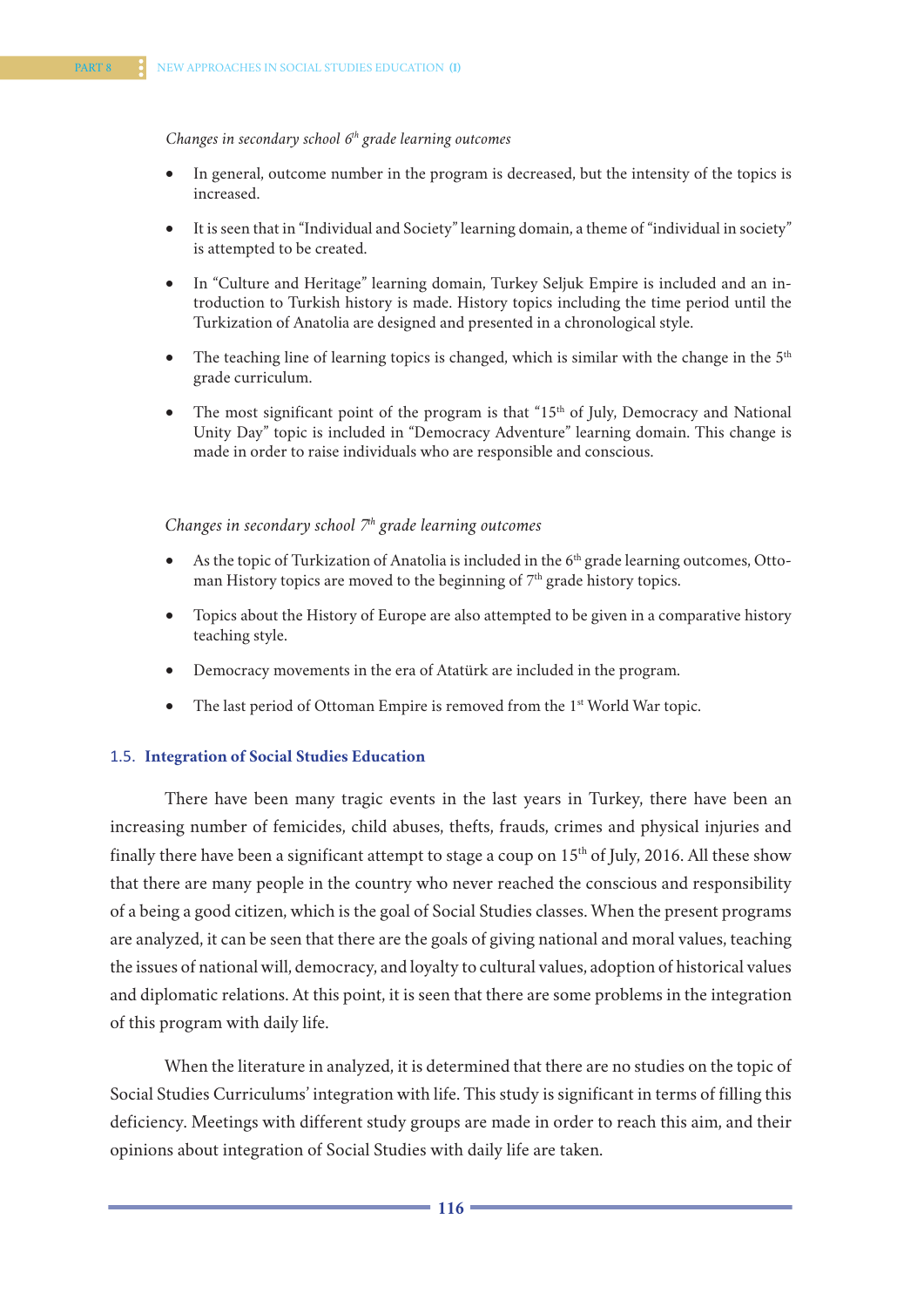*Changes in secondary school 6th grade learning outcomes*

- In general, outcome number in the program is decreased, but the intensity of the topics is increased.
- It is seen that in "Individual and Society" learning domain, a theme of "individual in society" is attempted to be created.
- In "Culture and Heritage" learning domain, Turkey Seljuk Empire is included and an introduction to Turkish history is made. History topics including the time period until the Turkization of Anatolia are designed and presented in a chronological style.
- The teaching line of learning topics is changed, which is similar with the change in the 5th grade curriculum.
- The most significant point of the program is that "15th of July, Democracy and National Unity Day" topic is included in "Democracy Adventure" learning domain. This change is made in order to raise individuals who are responsible and conscious.

*Changes in secondary school 7th grade learning outcomes*

- As the topic of Turkization of Anatolia is included in the 6th grade learning outcomes, Ottoman History topics are moved to the beginning of 7th grade history topics.
- Topics about the History of Europe are also attempted to be given in a comparative history teaching style.
- Democracy movements in the era of Atatürk are included in the program.
- The last period of Ottoman Empire is removed from the 1st World War topic.

### 1.5. Integration of Social Studies Education

There have been many tragic events in the last years in Turkey, there have been an increasing number of femicides, child abuses, thefts, frauds, crimes and physical injuries and finally there have been a significant attempt to stage a coup on 15th of July, 2016. All these show that there are many people in the country who never reached the conscious and responsibility of a being a good citizen, which is the goal of Social Studies classes. When the present programs are analyzed, it can be seen that there are the goals of giving national and moral values, teaching the issues of national will, democracy, and loyalty to cultural values, adoption of historical values and diplomatic relations. At this point, it is seen that there are some problems in the integration of this program with daily life.

When the literature in analyzed, it is determined that there are no studies on the topic of Social Studies Curriculums' integration with life. This study is significant in terms of filling this deficiency. Meetings with different study groups are made in order to reach this aim, and their opinions about integration of Social Studies with daily life are taken.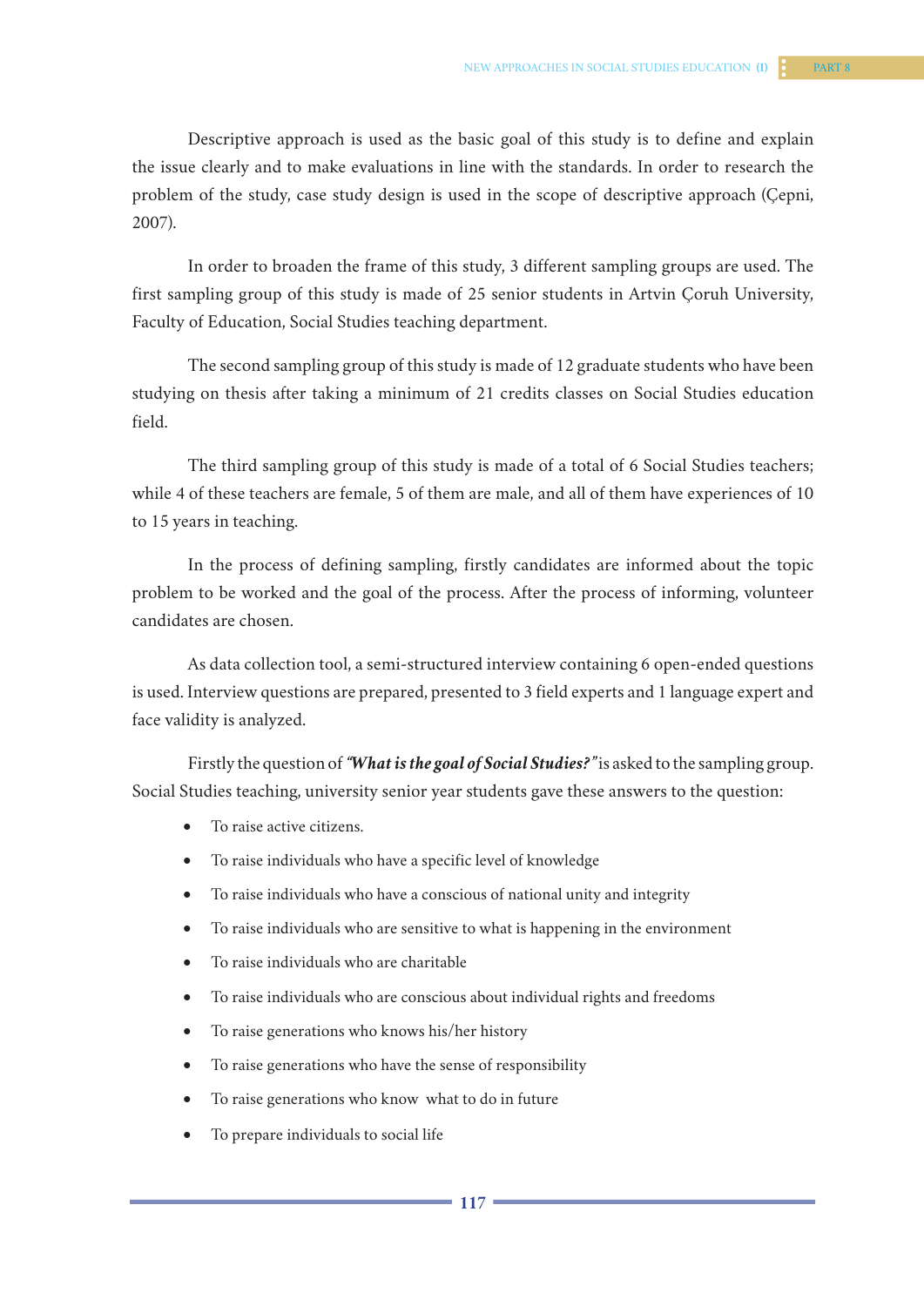Descriptive approach is used as the basic goal of this study is to define and explain the issue clearly and to make evaluations in line with the standards. In order to research the problem of the study, case study design is used in the scope of descriptive approach (Çepni, 2007).

In order to broaden the frame of this study, 3 different sampling groups are used. The first sampling group of this study is made of 25 senior students in Artvin Çoruh University, Faculty of Education, Social Studies teaching department.

The second sampling group of this study is made of 12 graduate students who have been studying on thesis after taking a minimum of 21 credits classes on Social Studies education field.

The third sampling group of this study is made of a total of 6 Social Studies teachers; while 4 of these teachers are female, 5 of them are male, and all of them have experiences of 10 to 15 years in teaching.

In the process of defining sampling, firstly candidates are informed about the topic problem to be worked and the goal of the process. After the process of informing, volunteer candidates are chosen.

As data collection tool, a semi-structured interview containing 6 open-ended questions is used. Interview questions are prepared, presented to 3 field experts and 1 language expert and face validity is analyzed.

Firstly the question of ***"What is the goal of Social Studies?"*** is asked to the sampling group. Social Studies teaching, university senior year students gave these answers to the question:

- To raise active citizens.
- To raise individuals who have a specific level of knowledge
- To raise individuals who have a conscious of national unity and integrity
- To raise individuals who are sensitive to what is happening in the environment
- To raise individuals who are charitable
- To raise individuals who are conscious about individual rights and freedoms
- To raise generations who knows his/her history
- To raise generations who have the sense of responsibility
- To raise generations who know what to do in future
- To prepare individuals to social life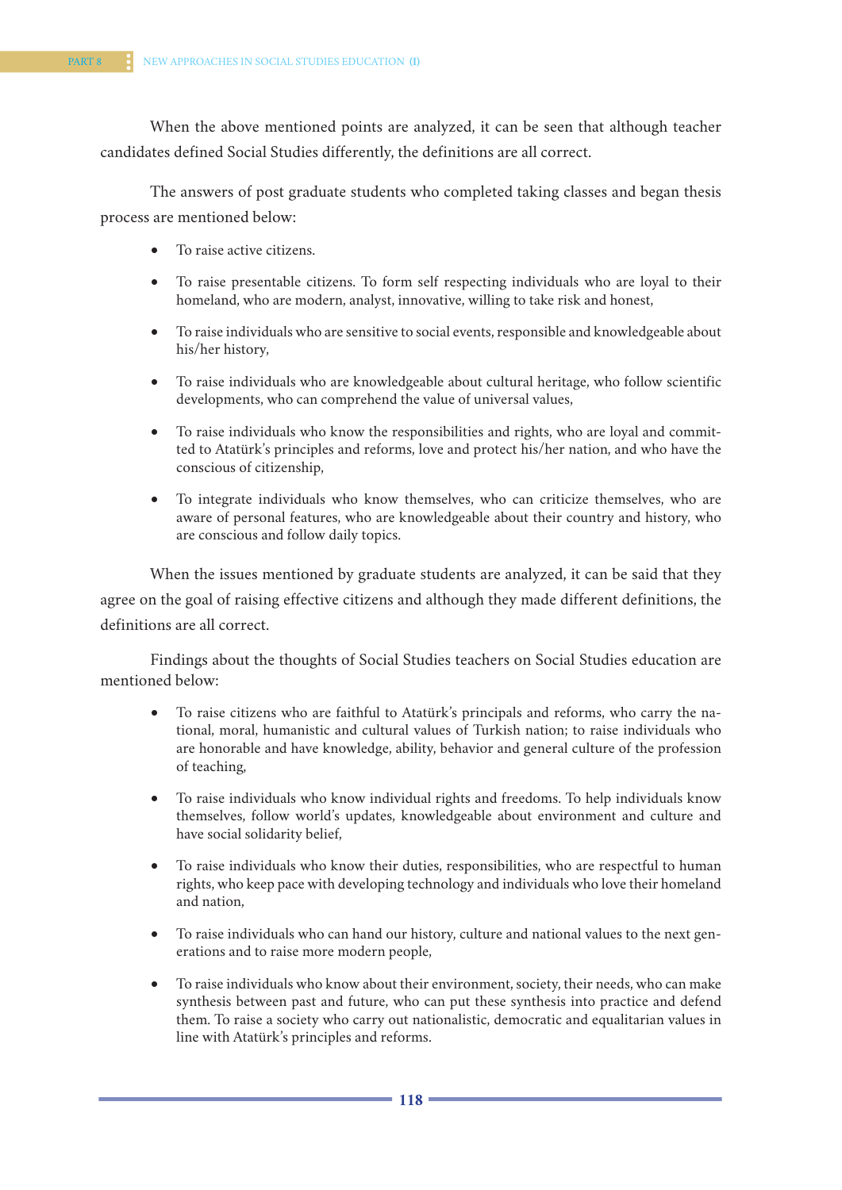When the above mentioned points are analyzed, it can be seen that although teacher candidates defined Social Studies differently, the definitions are all correct.

The answers of post graduate students who completed taking classes and began thesis process are mentioned below:

- To raise active citizens.
- To raise presentable citizens. To form self respecting individuals who are loyal to their homeland, who are modern, analyst, innovative, willing to take risk and honest,
- To raise individuals who are sensitive to social events, responsible and knowledgeable about his/her history,
- To raise individuals who are knowledgeable about cultural heritage, who follow scientific developments, who can comprehend the value of universal values,
- To raise individuals who know the responsibilities and rights, who are loyal and committed to Atatürk's principles and reforms, love and protect his/her nation, and who have the conscious of citizenship,
- To integrate individuals who know themselves, who can criticize themselves, who are aware of personal features, who are knowledgeable about their country and history, who are conscious and follow daily topics.

When the issues mentioned by graduate students are analyzed, it can be said that they agree on the goal of raising effective citizens and although they made different definitions, the definitions are all correct.

Findings about the thoughts of Social Studies teachers on Social Studies education are mentioned below:

- To raise citizens who are faithful to Atatürk's principals and reforms, who carry the national, moral, humanistic and cultural values of Turkish nation; to raise individuals who are honorable and have knowledge, ability, behavior and general culture of the profession of teaching,
- To raise individuals who know individual rights and freedoms. To help individuals know themselves, follow world's updates, knowledgeable about environment and culture and have social solidarity belief,
- To raise individuals who know their duties, responsibilities, who are respectful to human rights, who keep pace with developing technology and individuals who love their homeland and nation,
- To raise individuals who can hand our history, culture and national values to the next generations and to raise more modern people,
- To raise individuals who know about their environment, society, their needs, who can make synthesis between past and future, who can put these synthesis into practice and defend them. To raise a society who carry out nationalistic, democratic and equalitarian values in line with Atatürk's principles and reforms.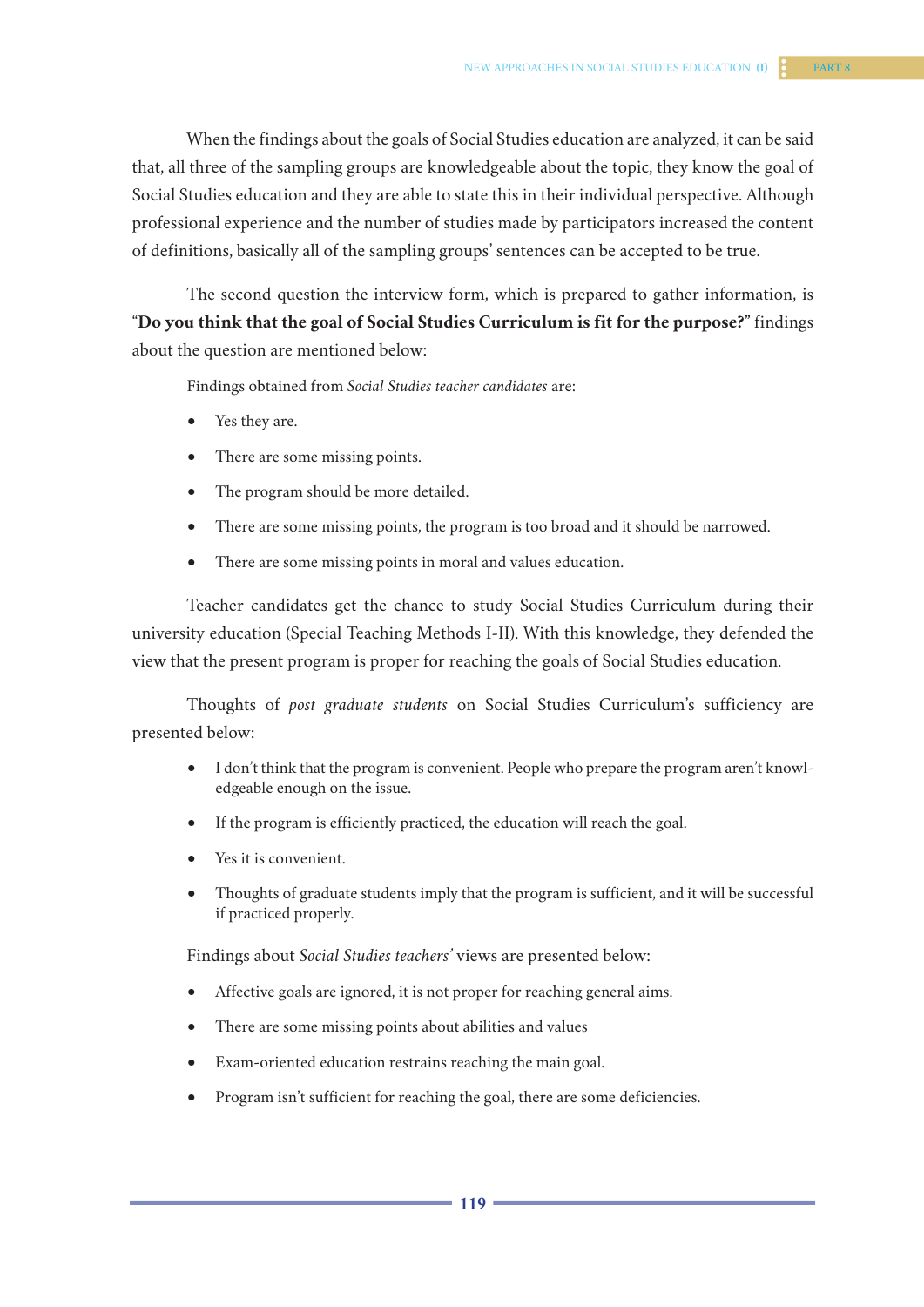When the findings about the goals of Social Studies education are analyzed, it can be said that, all three of the sampling groups are knowledgeable about the topic, they know the goal of Social Studies education and they are able to state this in their individual perspective. Although professional experience and the number of studies made by participators increased the content of definitions, basically all of the sampling groups' sentences can be accepted to be true.

The second question the interview form, which is prepared to gather information, is "**Do you think that the goal of Social Studies Curriculum is fit for the purpose?**" findings about the question are mentioned below:

Findings obtained from *Social Studies teacher candidates* are:

- Yes they are.
- There are some missing points.
- The program should be more detailed.
- There are some missing points, the program is too broad and it should be narrowed.
- There are some missing points in moral and values education.

Teacher candidates get the chance to study Social Studies Curriculum during their university education (Special Teaching Methods I-II). With this knowledge, they defended the view that the present program is proper for reaching the goals of Social Studies education.

Thoughts of *post graduate students* on Social Studies Curriculum's sufficiency are presented below:

- I don't think that the program is convenient. People who prepare the program aren't knowledgeable enough on the issue.
- If the program is efficiently practiced, the education will reach the goal.
- Yes it is convenient.
- Thoughts of graduate students imply that the program is sufficient, and it will be successful if practiced properly.

Findings about *Social Studies teachers'* views are presented below:

- Affective goals are ignored, it is not proper for reaching general aims.
- There are some missing points about abilities and values
- Exam-oriented education restrains reaching the main goal.
- Program isn't sufficient for reaching the goal, there are some deficiencies.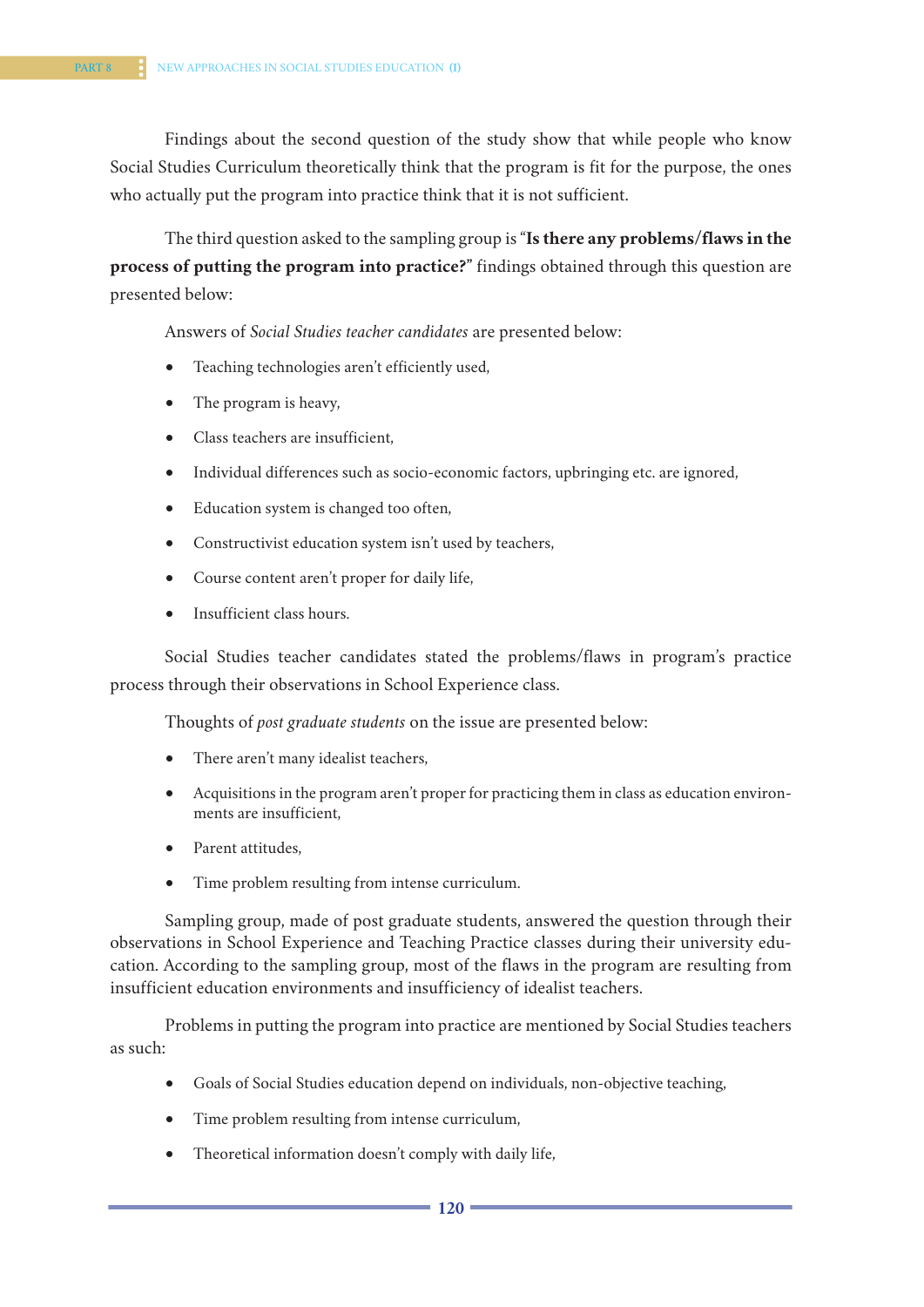Findings about the second question of the study show that while people who know Social Studies Curriculum theoretically think that the program is fit for the purpose, the ones who actually put the program into practice think that it is not sufficient.

The third question asked to the sampling group is "**Is there any problems/flaws in the process of putting the program into practice?**" findings obtained through this question are presented below:

Answers of *Social Studies teacher candidates* are presented below:

- Teaching technologies aren't efficiently used,
- The program is heavy,
- Class teachers are insufficient,
- Individual differences such as socio-economic factors, upbringing etc. are ignored,
- Education system is changed too often,
- Constructivist education system isn't used by teachers,
- Course content aren't proper for daily life,
- Insufficient class hours.

Social Studies teacher candidates stated the problems/flaws in program's practice process through their observations in School Experience class.

Thoughts of *post graduate students* on the issue are presented below:

- There aren't many idealist teachers,
- Acquisitions in the program aren't proper for practicing them in class as education environments are insufficient,
- Parent attitudes,
- Time problem resulting from intense curriculum.

Sampling group, made of post graduate students, answered the question through their observations in School Experience and Teaching Practice classes during their university education. According to the sampling group, most of the flaws in the program are resulting from insufficient education environments and insufficiency of idealist teachers.

Problems in putting the program into practice are mentioned by Social Studies teachers as such:

- Goals of Social Studies education depend on individuals, non-objective teaching,
- Time problem resulting from intense curriculum,
- Theoretical information doesn't comply with daily life,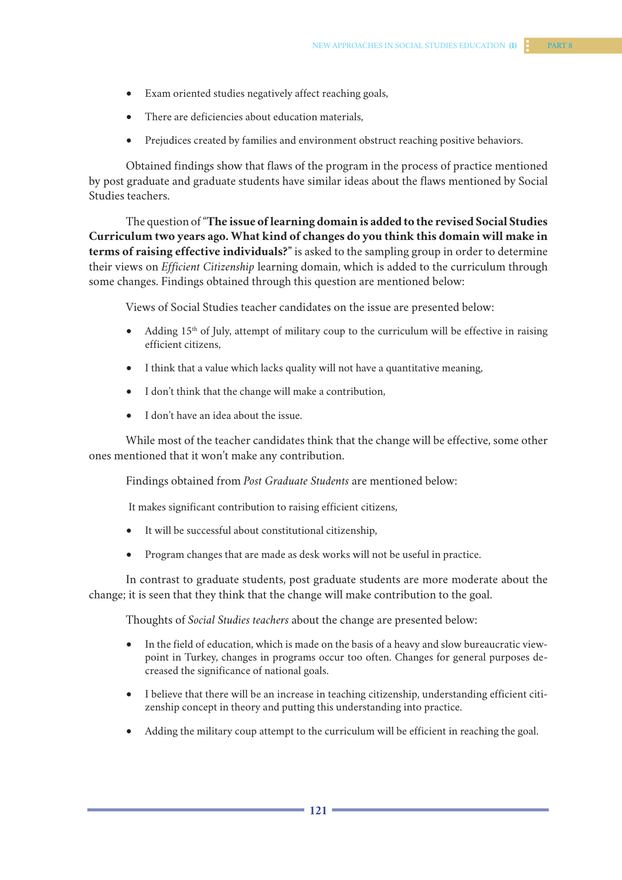- Exam oriented studies negatively affect reaching goals,
- There are deficiencies about education materials,
- Prejudices created by families and environment obstruct reaching positive behaviors.

Obtained findings show that flaws of the program in the process of practice mentioned by post graduate and graduate students have similar ideas about the flaws mentioned by Social Studies teachers.

The question of "**The issue of learning domain is added to the revised Social Studies Curriculum two years ago. What kind of changes do you think this domain will make in terms of raising effective individuals?**" is asked to the sampling group in order to determine their views on *Efficient Citizenship* learning domain, which is added to the curriculum through some changes. Findings obtained through this question are mentioned below:

Views of Social Studies teacher candidates on the issue are presented below:

- Adding 15th of July, attempt of military coup to the curriculum will be effective in raising efficient citizens,
- I think that a value which lacks quality will not have a quantitative meaning,
- I don't think that the change will make a contribution,
- I don't have an idea about the issue.

While most of the teacher candidates think that the change will be effective, some other ones mentioned that it won't make any contribution.

Findings obtained from *Post Graduate Students* are mentioned below:

It makes significant contribution to raising efficient citizens,

- It will be successful about constitutional citizenship,
- Program changes that are made as desk works will not be useful in practice.

In contrast to graduate students, post graduate students are more moderate about the change; it is seen that they think that the change will make contribution to the goal.

Thoughts of *Social Studies teachers* about the change are presented below:

- In the field of education, which is made on the basis of a heavy and slow bureaucratic viewpoint in Turkey, changes in programs occur too often. Changes for general purposes decreased the significance of national goals.
- I believe that there will be an increase in teaching citizenship, understanding efficient citizenship concept in theory and putting this understanding into practice.
- Adding the military coup attempt to the curriculum will be efficient in reaching the goal.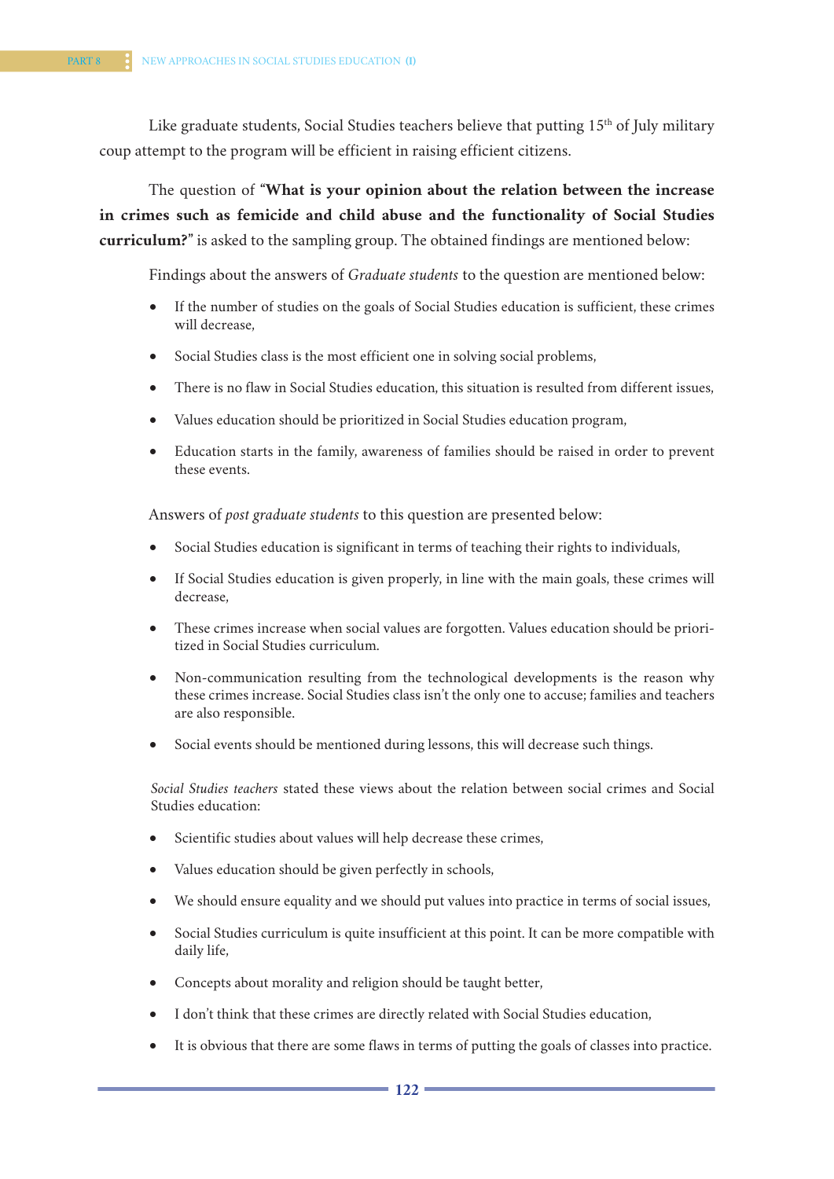Like graduate students, Social Studies teachers believe that putting 15th of July military coup attempt to the program will be efficient in raising efficient citizens.

The question of "**What is your opinion about the relation between the increase in crimes such as femicide and child abuse and the functionality of Social Studies curriculum?**" is asked to the sampling group. The obtained findings are mentioned below:

Findings about the answers of *Graduate students* to the question are mentioned below:

- If the number of studies on the goals of Social Studies education is sufficient, these crimes will decrease,
- Social Studies class is the most efficient one in solving social problems,
- There is no flaw in Social Studies education, this situation is resulted from different issues,
- Values education should be prioritized in Social Studies education program,
- Education starts in the family, awareness of families should be raised in order to prevent these events.

Answers of *post graduate students* to this question are presented below:

- Social Studies education is significant in terms of teaching their rights to individuals,
- If Social Studies education is given properly, in line with the main goals, these crimes will decrease,
- These crimes increase when social values are forgotten. Values education should be prioritized in Social Studies curriculum.
- Non-communication resulting from the technological developments is the reason why these crimes increase. Social Studies class isn't the only one to accuse; families and teachers are also responsible.
- Social events should be mentioned during lessons, this will decrease such things.

*Social Studies teachers* stated these views about the relation between social crimes and Social Studies education:

- Scientific studies about values will help decrease these crimes,
- Values education should be given perfectly in schools,
- We should ensure equality and we should put values into practice in terms of social issues,
- Social Studies curriculum is quite insufficient at this point. It can be more compatible with daily life,
- Concepts about morality and religion should be taught better,
- I don't think that these crimes are directly related with Social Studies education,
- It is obvious that there are some flaws in terms of putting the goals of classes into practice.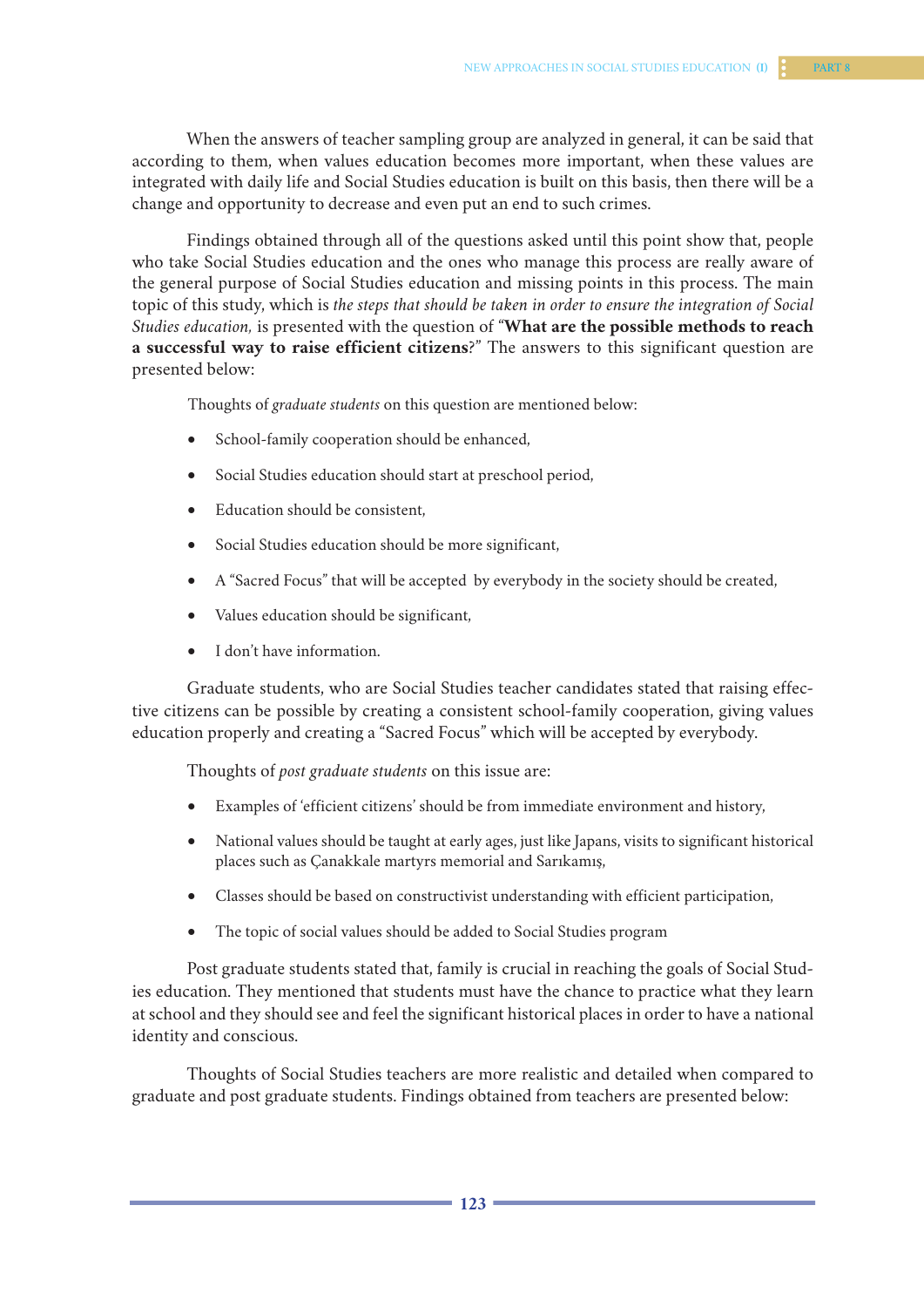When the answers of teacher sampling group are analyzed in general, it can be said that according to them, when values education becomes more important, when these values are integrated with daily life and Social Studies education is built on this basis, then there will be a change and opportunity to decrease and even put an end to such crimes.

Findings obtained through all of the questions asked until this point show that, people who take Social Studies education and the ones who manage this process are really aware of the general purpose of Social Studies education and missing points in this process. The main topic of this study, which is *the steps that should be taken in order to ensure the integration of Social Studies education,* is presented with the question of "**What are the possible methods to reach a successful way to raise efficient citizens**?" The answers to this significant question are presented below:

Thoughts of *graduate students* on this question are mentioned below:

- School-family cooperation should be enhanced,
- Social Studies education should start at preschool period,
- Education should be consistent,
- Social Studies education should be more significant,
- A "Sacred Focus" that will be accepted by everybody in the society should be created,
- Values education should be significant,
- I don't have information.

Graduate students, who are Social Studies teacher candidates stated that raising effective citizens can be possible by creating a consistent school-family cooperation, giving values education properly and creating a "Sacred Focus" which will be accepted by everybody.

Thoughts of *post graduate students* on this issue are:

- Examples of 'efficient citizens' should be from immediate environment and history,
- National values should be taught at early ages, just like Japans, visits to significant historical places such as Çanakkale martyrs memorial and Sarıkamış,
- Classes should be based on constructivist understanding with efficient participation,
- The topic of social values should be added to Social Studies program

Post graduate students stated that, family is crucial in reaching the goals of Social Studies education. They mentioned that students must have the chance to practice what they learn at school and they should see and feel the significant historical places in order to have a national identity and conscious.

Thoughts of Social Studies teachers are more realistic and detailed when compared to graduate and post graduate students. Findings obtained from teachers are presented below: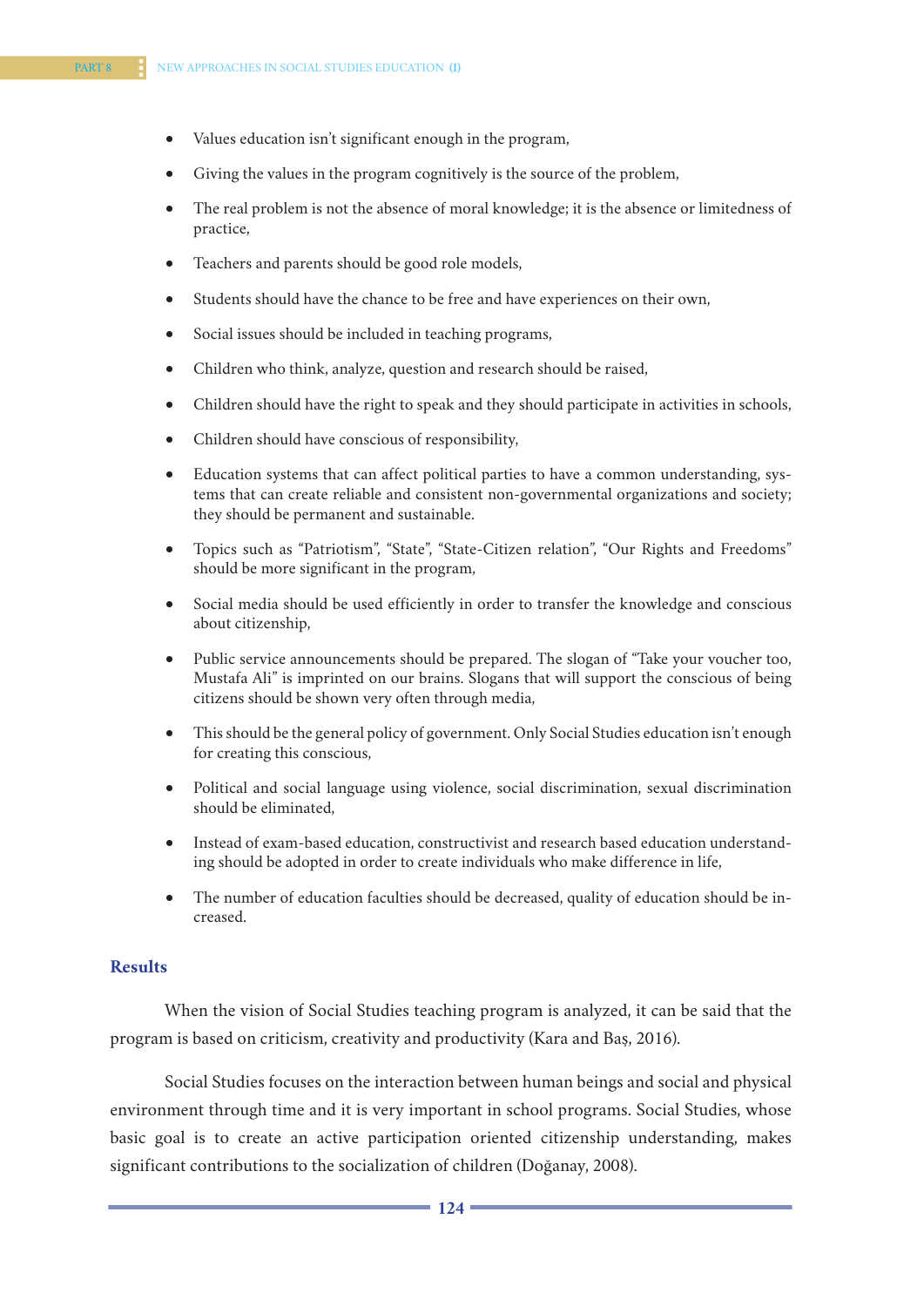- Values education isn't significant enough in the program,
- Giving the values in the program cognitively is the source of the problem,
- The real problem is not the absence of moral knowledge; it is the absence or limitedness of practice,
- Teachers and parents should be good role models,
- Students should have the chance to be free and have experiences on their own,
- Social issues should be included in teaching programs,
- Children who think, analyze, question and research should be raised,
- Children should have the right to speak and they should participate in activities in schools,
- Children should have conscious of responsibility,
- Education systems that can affect political parties to have a common understanding, systems that can create reliable and consistent non-governmental organizations and society; they should be permanent and sustainable.
- Topics such as "Patriotism", "State", "State-Citizen relation", "Our Rights and Freedoms" should be more significant in the program,
- Social media should be used efficiently in order to transfer the knowledge and conscious about citizenship,
- Public service announcements should be prepared. The slogan of "Take your voucher too, Mustafa Ali" is imprinted on our brains. Slogans that will support the conscious of being citizens should be shown very often through media,
- This should be the general policy of government. Only Social Studies education isn't enough for creating this conscious,
- Political and social language using violence, social discrimination, sexual discrimination should be eliminated,
- Instead of exam-based education, constructivist and research based education understanding should be adopted in order to create individuals who make difference in life,
- The number of education faculties should be decreased, quality of education should be increased.

## Results

When the vision of Social Studies teaching program is analyzed, it can be said that the program is based on criticism, creativity and productivity (Kara and Baş, 2016).

Social Studies focuses on the interaction between human beings and social and physical environment through time and it is very important in school programs. Social Studies, whose basic goal is to create an active participation oriented citizenship understanding, makes significant contributions to the socialization of children (Doğanay, 2008).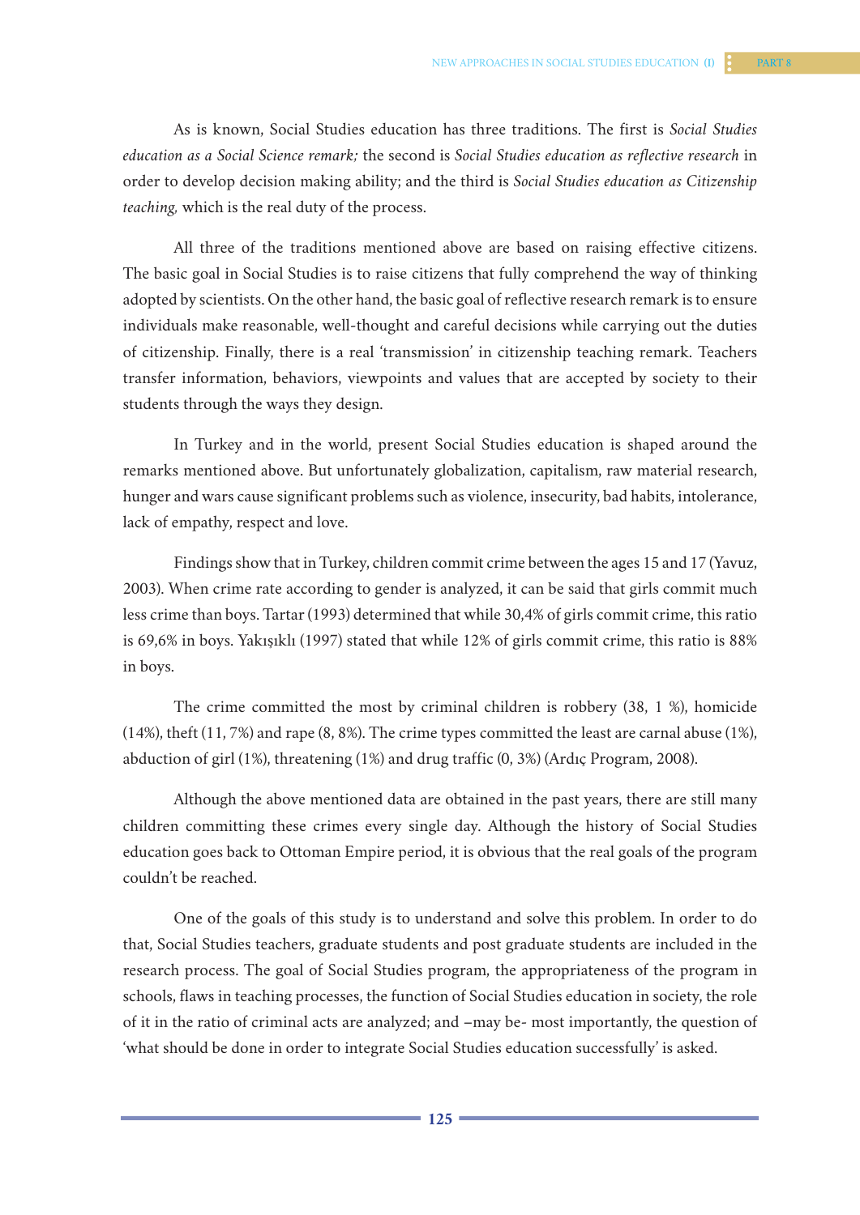As is known, Social Studies education has three traditions. The first is *Social Studies education as a Social Science remark;* the second is *Social Studies education as reflective research* in order to develop decision making ability; and the third is *Social Studies education as Citizenship teaching,* which is the real duty of the process.

All three of the traditions mentioned above are based on raising effective citizens. The basic goal in Social Studies is to raise citizens that fully comprehend the way of thinking adopted by scientists. On the other hand, the basic goal of reflective research remark is to ensure individuals make reasonable, well-thought and careful decisions while carrying out the duties of citizenship. Finally, there is a real 'transmission' in citizenship teaching remark. Teachers transfer information, behaviors, viewpoints and values that are accepted by society to their students through the ways they design.

In Turkey and in the world, present Social Studies education is shaped around the remarks mentioned above. But unfortunately globalization, capitalism, raw material research, hunger and wars cause significant problems such as violence, insecurity, bad habits, intolerance, lack of empathy, respect and love.

Findings show that in Turkey, children commit crime between the ages 15 and 17 (Yavuz, 2003). When crime rate according to gender is analyzed, it can be said that girls commit much less crime than boys. Tartar (1993) determined that while 30,4% of girls commit crime, this ratio is 69,6% in boys. Yakışıklı (1997) stated that while 12% of girls commit crime, this ratio is 88% in boys.

The crime committed the most by criminal children is robbery (38, 1 %), homicide (14%), theft (11, 7%) and rape (8, 8%). The crime types committed the least are carnal abuse (1%), abduction of girl (1%), threatening (1%) and drug traffic (0, 3%) (Ardıç Program, 2008).

Although the above mentioned data are obtained in the past years, there are still many children committing these crimes every single day. Although the history of Social Studies education goes back to Ottoman Empire period, it is obvious that the real goals of the program couldn't be reached.

One of the goals of this study is to understand and solve this problem. In order to do that, Social Studies teachers, graduate students and post graduate students are included in the research process. The goal of Social Studies program, the appropriateness of the program in schools, flaws in teaching processes, the function of Social Studies education in society, the role of it in the ratio of criminal acts are analyzed; and –may be- most importantly, the question of 'what should be done in order to integrate Social Studies education successfully' is asked.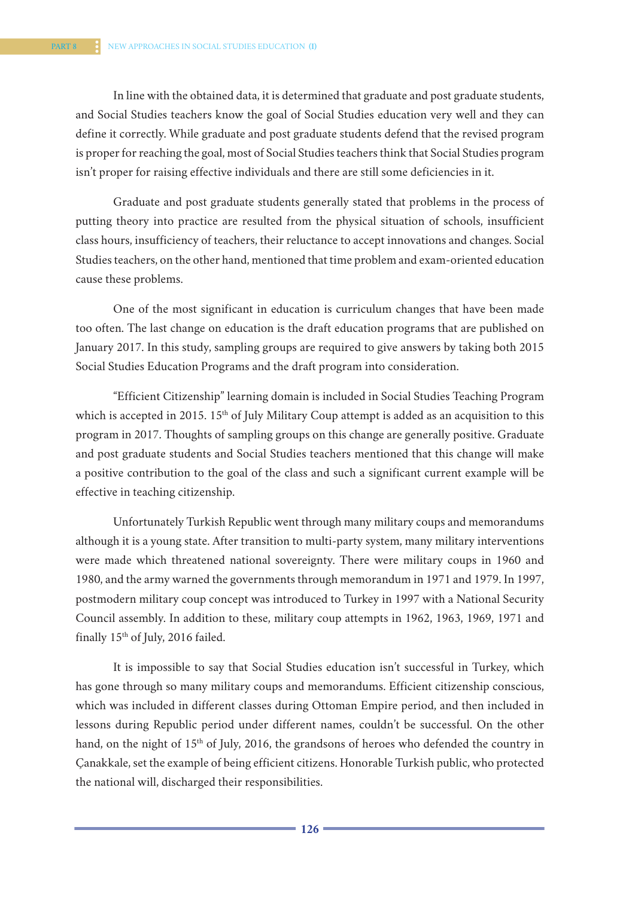In line with the obtained data, it is determined that graduate and post graduate students, and Social Studies teachers know the goal of Social Studies education very well and they can define it correctly. While graduate and post graduate students defend that the revised program is proper for reaching the goal, most of Social Studies teachers think that Social Studies program isn't proper for raising effective individuals and there are still some deficiencies in it.

Graduate and post graduate students generally stated that problems in the process of putting theory into practice are resulted from the physical situation of schools, insufficient class hours, insufficiency of teachers, their reluctance to accept innovations and changes. Social Studies teachers, on the other hand, mentioned that time problem and exam-oriented education cause these problems.

One of the most significant in education is curriculum changes that have been made too often. The last change on education is the draft education programs that are published on January 2017. In this study, sampling groups are required to give answers by taking both 2015 Social Studies Education Programs and the draft program into consideration.

"Efficient Citizenship" learning domain is included in Social Studies Teaching Program which is accepted in 2015. 15th of July Military Coup attempt is added as an acquisition to this program in 2017. Thoughts of sampling groups on this change are generally positive. Graduate and post graduate students and Social Studies teachers mentioned that this change will make a positive contribution to the goal of the class and such a significant current example will be effective in teaching citizenship.

Unfortunately Turkish Republic went through many military coups and memorandums although it is a young state. After transition to multi-party system, many military interventions were made which threatened national sovereignty. There were military coups in 1960 and 1980, and the army warned the governments through memorandum in 1971 and 1979. In 1997, postmodern military coup concept was introduced to Turkey in 1997 with a National Security Council assembly. In addition to these, military coup attempts in 1962, 1963, 1969, 1971 and finally 15th of July, 2016 failed.

It is impossible to say that Social Studies education isn't successful in Turkey, which has gone through so many military coups and memorandums. Efficient citizenship conscious, which was included in different classes during Ottoman Empire period, and then included in lessons during Republic period under different names, couldn't be successful. On the other hand, on the night of 15th of July, 2016, the grandsons of heroes who defended the country in Çanakkale, set the example of being efficient citizens. Honorable Turkish public, who protected the national will, discharged their responsibilities.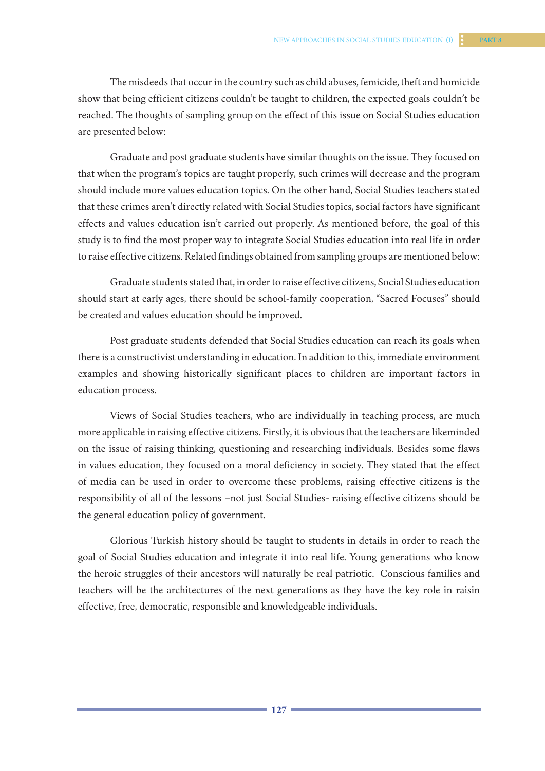The misdeeds that occur in the country such as child abuses, femicide, theft and homicide show that being efficient citizens couldn't be taught to children, the expected goals couldn't be reached. The thoughts of sampling group on the effect of this issue on Social Studies education are presented below:

Graduate and post graduate students have similar thoughts on the issue. They focused on that when the program's topics are taught properly, such crimes will decrease and the program should include more values education topics. On the other hand, Social Studies teachers stated that these crimes aren't directly related with Social Studies topics, social factors have significant effects and values education isn't carried out properly. As mentioned before, the goal of this study is to find the most proper way to integrate Social Studies education into real life in order to raise effective citizens. Related findings obtained from sampling groups are mentioned below:

Graduate students stated that, in order to raise effective citizens, Social Studies education should start at early ages, there should be school-family cooperation, "Sacred Focuses" should be created and values education should be improved.

Post graduate students defended that Social Studies education can reach its goals when there is a constructivist understanding in education. In addition to this, immediate environment examples and showing historically significant places to children are important factors in education process.

Views of Social Studies teachers, who are individually in teaching process, are much more applicable in raising effective citizens. Firstly, it is obvious that the teachers are likeminded on the issue of raising thinking, questioning and researching individuals. Besides some flaws in values education, they focused on a moral deficiency in society. They stated that the effect of media can be used in order to overcome these problems, raising effective citizens is the responsibility of all of the lessons –not just Social Studies- raising effective citizens should be the general education policy of government.

Glorious Turkish history should be taught to students in details in order to reach the goal of Social Studies education and integrate it into real life. Young generations who know the heroic struggles of their ancestors will naturally be real patriotic. Conscious families and teachers will be the architectures of the next generations as they have the key role in raisin effective, free, democratic, responsible and knowledgeable individuals.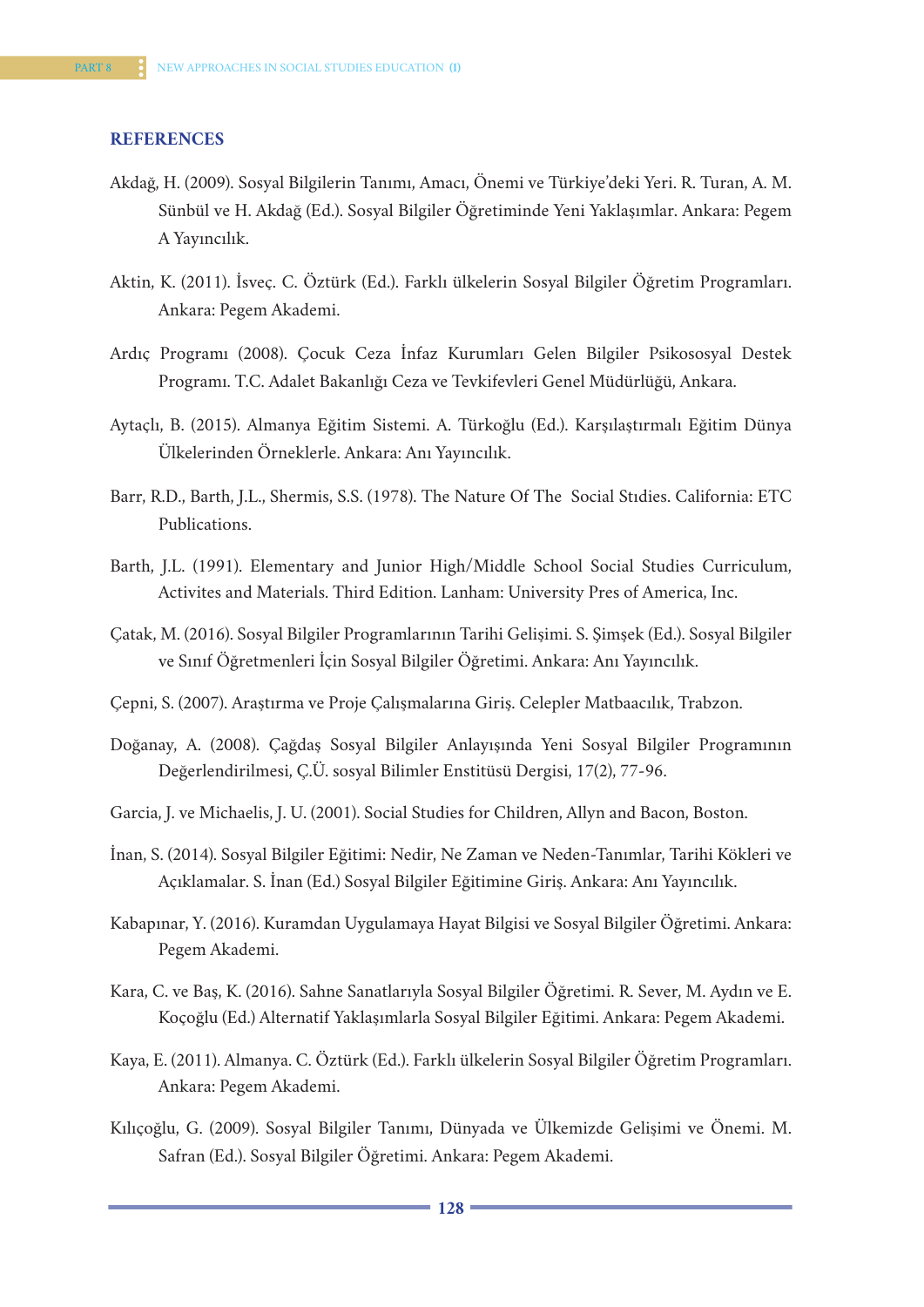## REFERENCES

Akdağ, H. (2009). Sosyal Bilgilerin Tanımı, Amacı, Önemi ve Türkiye'deki Yeri. R. Turan, A. M. Sünbül ve H. Akdağ (Ed.). Sosyal Bilgiler Öğretiminde Yeni Yaklaşımlar. Ankara: Pegem A Yayıncılık.

Aktin, K. (2011). İsveç. C. Öztürk (Ed.). Farklı ülkelerin Sosyal Bilgiler Öğretim Programları. Ankara: Pegem Akademi.

Ardıç Programı (2008). Çocuk Ceza İnfaz Kurumları Gelen Bilgiler Psikososyal Destek Programı. T.C. Adalet Bakanlığı Ceza ve Tevkifevleri Genel Müdürlüğü, Ankara.

Aytaçlı, B. (2015). Almanya Eğitim Sistemi. A. Türkoğlu (Ed.). Karşılaştırmalı Eğitim Dünya Ülkelerinden Örneklerle. Ankara: Anı Yayıncılık.

Barr, R.D., Barth, J.L., Shermis, S.S. (1978). The Nature Of The  Social Stıdies. California: ETC Publications.

Barth, J.L. (1991). Elementary and Junior High/Middle School Social Studies Curriculum, Activites and Materials. Third Edition. Lanham: University Pres of America, Inc.

Çatak, M. (2016). Sosyal Bilgiler Programlarının Tarihi Gelişimi. S. Şimşek (Ed.). Sosyal Bilgiler ve Sınıf Öğretmenleri İçin Sosyal Bilgiler Öğretimi. Ankara: Anı Yayıncılık.

Çepni, S. (2007). Araştırma ve Proje Çalışmalarına Giriş. Celepler Matbaacılık, Trabzon.

Doğanay, A. (2008). Çağdaş Sosyal Bilgiler Anlayışında Yeni Sosyal Bilgiler Programının Değerlendirilmesi, Ç.Ü. sosyal Bilimler Enstitüsü Dergisi, 17(2), 77-96.

Garcia, J. ve Michaelis, J. U. (2001). Social Studies for Children, Allyn and Bacon, Boston.

İnan, S. (2014). Sosyal Bilgiler Eğitimi: Nedir, Ne Zaman ve Neden-Tanımlar, Tarihi Kökleri ve Açıklamalar. S. İnan (Ed.) Sosyal Bilgiler Eğitimine Giriş. Ankara: Anı Yayıncılık.

Kabapınar, Y. (2016). Kuramdan Uygulamaya Hayat Bilgisi ve Sosyal Bilgiler Öğretimi. Ankara: Pegem Akademi.

Kara, C. ve Baş, K. (2016). Sahne Sanatlarıyla Sosyal Bilgiler Öğretimi. R. Sever, M. Aydın ve E. Koçoğlu (Ed.) Alternatif Yaklaşımlarla Sosyal Bilgiler Eğitimi. Ankara: Pegem Akademi.

Kaya, E. (2011). Almanya. C. Öztürk (Ed.). Farklı ülkelerin Sosyal Bilgiler Öğretim Programları. Ankara: Pegem Akademi.

Kılıçoğlu, G. (2009). Sosyal Bilgiler Tanımı, Dünyada ve Ülkemizde Gelişimi ve Önemi. M. Safran (Ed.). Sosyal Bilgiler Öğretimi. Ankara: Pegem Akademi.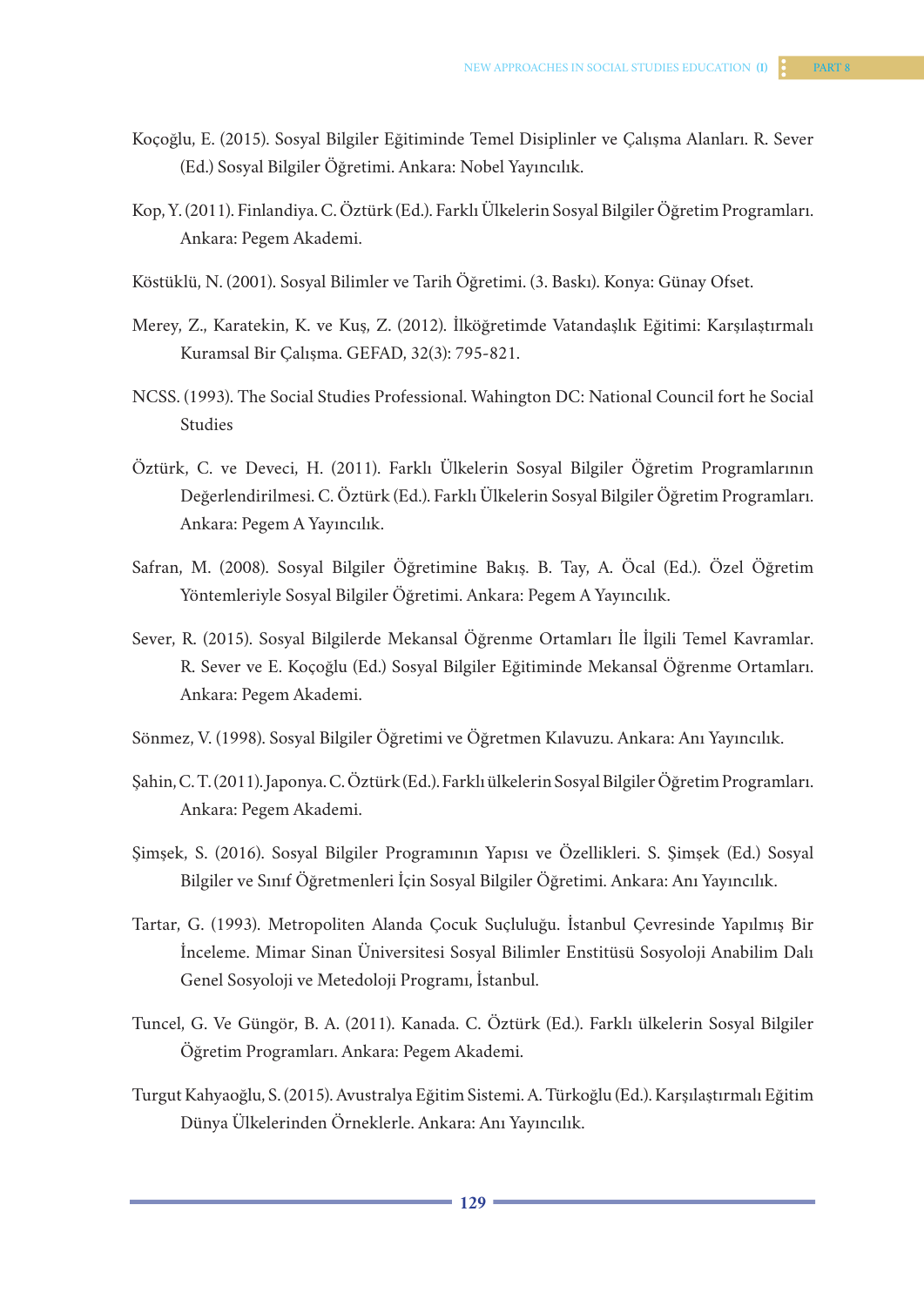Koçoğlu, E. (2015). Sosyal Bilgiler Eğitiminde Temel Disiplinler ve Çalışma Alanları. R. Sever (Ed.) Sosyal Bilgiler Öğretimi. Ankara: Nobel Yayıncılık.

Kop, Y. (2011). Finlandiya. C. Öztürk (Ed.). Farklı Ülkelerin Sosyal Bilgiler Öğretim Programları. Ankara: Pegem Akademi.

Köstüklü, N. (2001). Sosyal Bilimler ve Tarih Öğretimi. (3. Baskı). Konya: Günay Ofset.

Merey, Z., Karatekin, K. ve Kuş, Z. (2012). İlköğretimde Vatandaşlık Eğitimi: Karşılaştırmalı Kuramsal Bir Çalışma. GEFAD, 32(3): 795-821.

NCSS. (1993). The Social Studies Professional. Wahington DC: National Council fort he Social Studies

Öztürk, C. ve Deveci, H. (2011). Farklı Ülkelerin Sosyal Bilgiler Öğretim Programlarının Değerlendirilmesi. C. Öztürk (Ed.). Farklı Ülkelerin Sosyal Bilgiler Öğretim Programları. Ankara: Pegem A Yayıncılık.

Safran, M. (2008). Sosyal Bilgiler Öğretimine Bakış. B. Tay, A. Öcal (Ed.). Özel Öğretim Yöntemleriyle Sosyal Bilgiler Öğretimi. Ankara: Pegem A Yayıncılık.

Sever, R. (2015). Sosyal Bilgilerde Mekansal Öğrenme Ortamları İle İlgili Temel Kavramlar. R. Sever ve E. Koçoğlu (Ed.) Sosyal Bilgiler Eğitiminde Mekansal Öğrenme Ortamları. Ankara: Pegem Akademi.

Sönmez, V. (1998). Sosyal Bilgiler Öğretimi ve Öğretmen Kılavuzu. Ankara: Anı Yayıncılık.

Şahin, C. T. (2011). Japonya. C. Öztürk (Ed.). Farklı ülkelerin Sosyal Bilgiler Öğretim Programları. Ankara: Pegem Akademi.

Şimşek, S. (2016). Sosyal Bilgiler Programının Yapısı ve Özellikleri. S. Şimşek (Ed.) Sosyal Bilgiler ve Sınıf Öğretmenleri İçin Sosyal Bilgiler Öğretimi. Ankara: Anı Yayıncılık.

Tartar, G. (1993). Metropoliten Alanda Çocuk Suçluluğu. İstanbul Çevresinde Yapılmış Bir İnceleme. Mimar Sinan Üniversitesi Sosyal Bilimler Enstitüsü Sosyoloji Anabilim Dalı Genel Sosyoloji ve Metedoloji Programı, İstanbul.

Tuncel, G. Ve Güngör, B. A. (2011). Kanada. C. Öztürk (Ed.). Farklı ülkelerin Sosyal Bilgiler Öğretim Programları. Ankara: Pegem Akademi.

Turgut Kahyaoğlu, S. (2015). Avustralya Eğitim Sistemi. A. Türkoğlu (Ed.). Karşılaştırmalı Eğitim Dünya Ülkelerinden Örneklerle. Ankara: Anı Yayıncılık.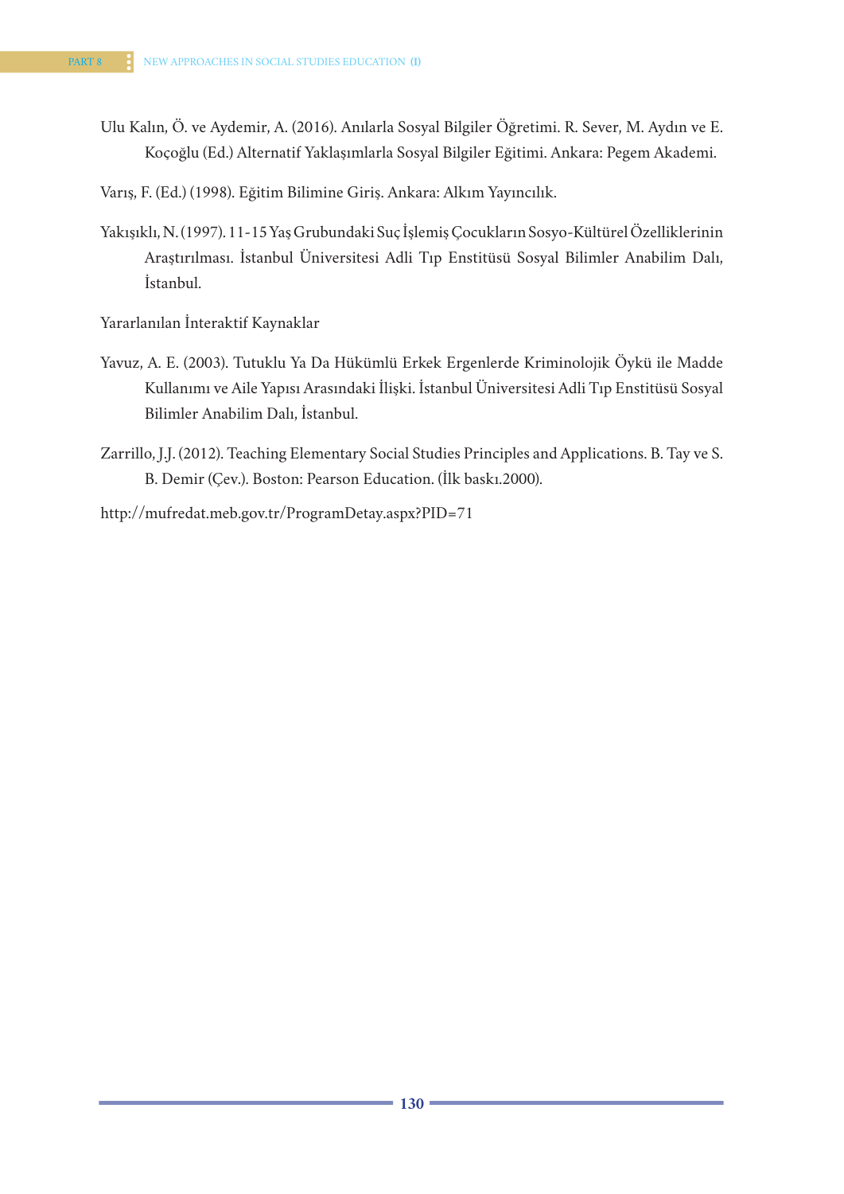Ulu Kalın, Ö. ve Aydemir, A. (2016). Anılarla Sosyal Bilgiler Öğretimi. R. Sever, M. Aydın ve E. Koçoğlu (Ed.) Alternatif Yaklaşımlarla Sosyal Bilgiler Eğitimi. Ankara: Pegem Akademi.

Varış, F. (Ed.) (1998). Eğitim Bilimine Giriş. Ankara: Alkım Yayıncılık.

Yakışıklı, N. (1997). 11-15 Yaş Grubundaki Suç İşlemiş Çocukların Sosyo-Kültürel Özelliklerinin Araştırılması. İstanbul Üniversitesi Adli Tıp Enstitüsü Sosyal Bilimler Anabilim Dalı, İstanbul.

Yararlanılan İnteraktif Kaynaklar

Yavuz, A. E. (2003). Tutuklu Ya Da Hükümlü Erkek Ergenlerde Kriminolojik Öykü ile Madde Kullanımı ve Aile Yapısı Arasındaki İlişki. İstanbul Üniversitesi Adli Tıp Enstitüsü Sosyal Bilimler Anabilim Dalı, İstanbul.

Zarrillo, J.J. (2012). Teaching Elementary Social Studies Principles and Applications. B. Tay ve S. B. Demir (Çev.). Boston: Pearson Education. (İlk baskı.2000).

http://mufredat.meb.gov.tr/ProgramDetay.aspx?PID=71